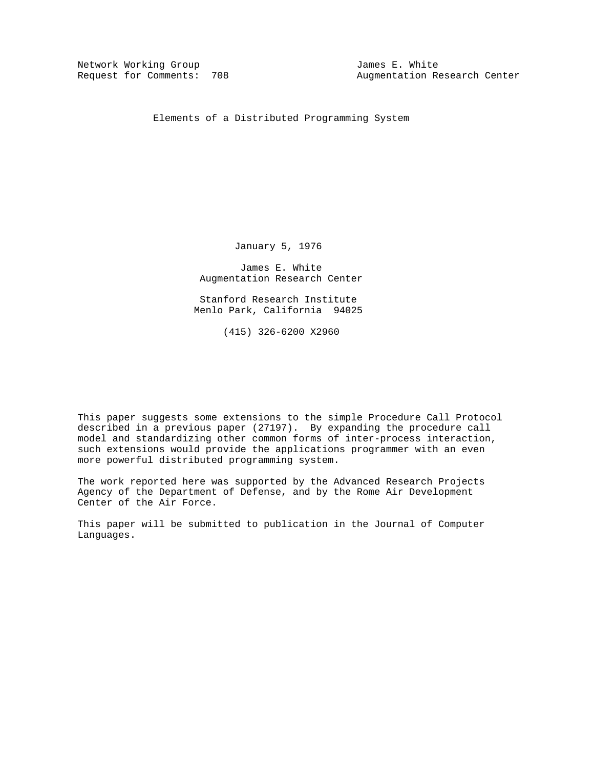Network Working Group                                    James E. White
Request for Comments: 708                    Augmentation Research Center

# Elements of a Distributed Programming System

January 5, 1976

James E. White
Augmentation Research Center

Stanford Research Institute
Menlo Park, California 94025

(415) 326-6200 X2960

This paper suggests some extensions to the simple Procedure Call Protocol described in a previous paper (27197). By expanding the procedure call model and standardizing other common forms of inter-process interaction, such extensions would provide the applications programmer with an even more powerful distributed programming system.

The work reported here was supported by the Advanced Research Projects Agency of the Department of Defense, and by the Rome Air Development Center of the Air Force.

This paper will be submitted to publication in the Journal of Computer Languages.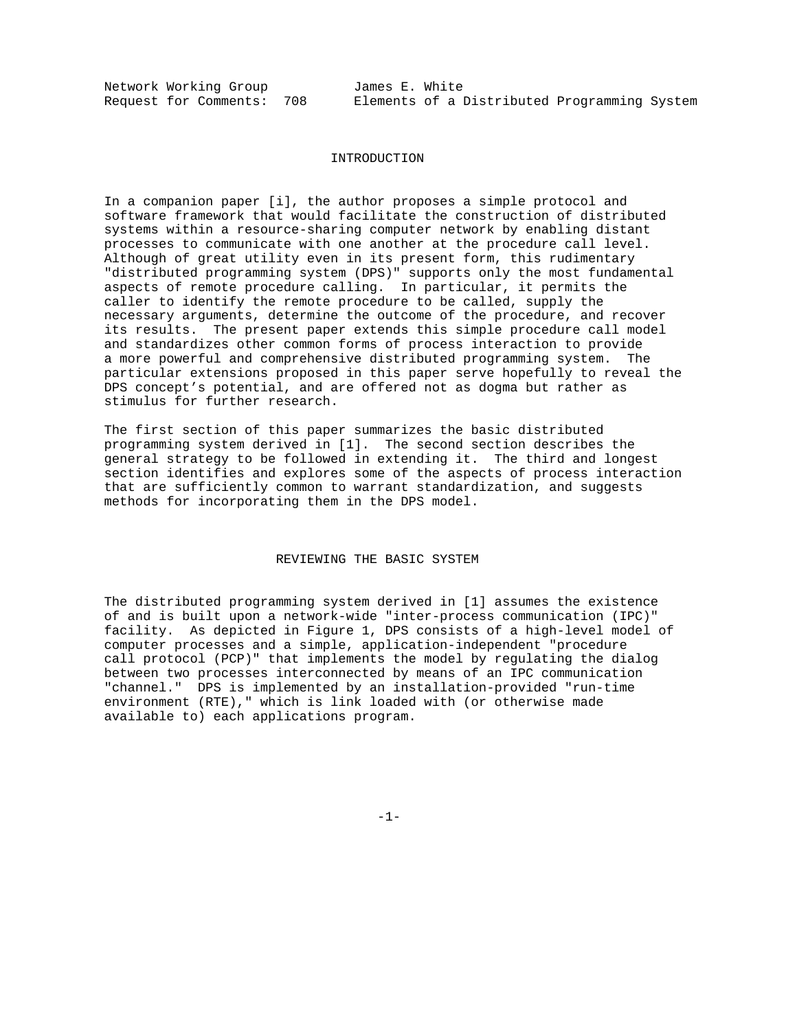Network Working Group James E. White
Request for Comments: 708 Elements of a Distributed Programming System

## INTRODUCTION

In a companion paper [i], the author proposes a simple protocol and software framework that would facilitate the construction of distributed systems within a resource-sharing computer network by enabling distant processes to communicate with one another at the procedure call level. Although of great utility even in its present form, this rudimentary "distributed programming system (DPS)" supports only the most fundamental aspects of remote procedure calling. In particular, it permits the caller to identify the remote procedure to be called, supply the necessary arguments, determine the outcome of the procedure, and recover its results. The present paper extends this simple procedure call model and standardizes other common forms of process interaction to provide a more powerful and comprehensive distributed programming system. The particular extensions proposed in this paper serve hopefully to reveal the DPS concept's potential, and are offered not as dogma but rather as stimulus for further research.

The first section of this paper summarizes the basic distributed programming system derived in [1]. The second section describes the general strategy to be followed in extending it. The third and longest section identifies and explores some of the aspects of process interaction that are sufficiently common to warrant standardization, and suggests methods for incorporating them in the DPS model.

## REVIEWING THE BASIC SYSTEM

The distributed programming system derived in [1] assumes the existence of and is built upon a network-wide "inter-process communication (IPC)" facility. As depicted in Figure 1, DPS consists of a high-level model of computer processes and a simple, application-independent "procedure call protocol (PCP)" that implements the model by regulating the dialog between two processes interconnected by means of an IPC communication "channel." DPS is implemented by an installation-provided "run-time environment (RTE)," which is link loaded with (or otherwise made available to) each applications program.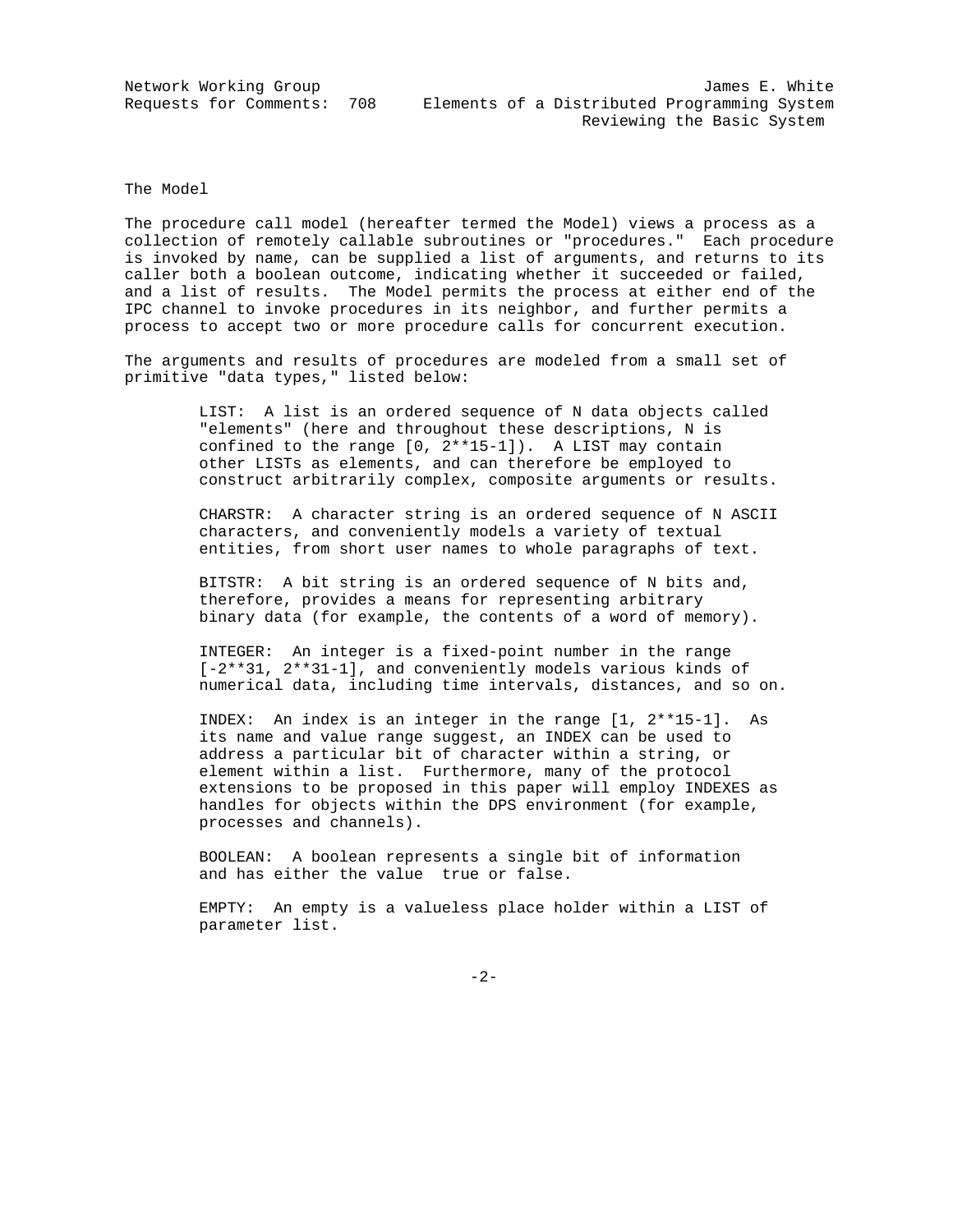## The Model

The procedure call model (hereafter termed the Model) views a process as a collection of remotely callable subroutines or "procedures." Each procedure is invoked by name, can be supplied a list of arguments, and returns to its caller both a boolean outcome, indicating whether it succeeded or failed, and a list of results. The Model permits the process at either end of the IPC channel to invoke procedures in its neighbor, and further permits a process to accept two or more procedure calls for concurrent execution.

The arguments and results of procedures are modeled from a small set of primitive "data types," listed below:

> LIST: A list is an ordered sequence of N data objects called "elements" (here and throughout these descriptions, N is confined to the range [0, 2**15-1]). A LIST may contain other LISTs as elements, and can therefore be employed to construct arbitrarily complex, composite arguments or results.
>
> CHARSTR: A character string is an ordered sequence of N ASCII characters, and conveniently models a variety of textual entities, from short user names to whole paragraphs of text.
>
> BITSTR: A bit string is an ordered sequence of N bits and, therefore, provides a means for representing arbitrary binary data (for example, the contents of a word of memory).
>
> INTEGER: An integer is a fixed-point number in the range [-2**31, 2**31-1], and conveniently models various kinds of numerical data, including time intervals, distances, and so on.
>
> INDEX: An index is an integer in the range [1, 2**15-1]. As its name and value range suggest, an INDEX can be used to address a particular bit of character within a string, or element within a list. Furthermore, many of the protocol extensions to be proposed in this paper will employ INDEXES as handles for objects within the DPS environment (for example, processes and channels).
>
> BOOLEAN: A boolean represents a single bit of information and has either the value true or false.
>
> EMPTY: An empty is a valueless place holder within a LIST of parameter list.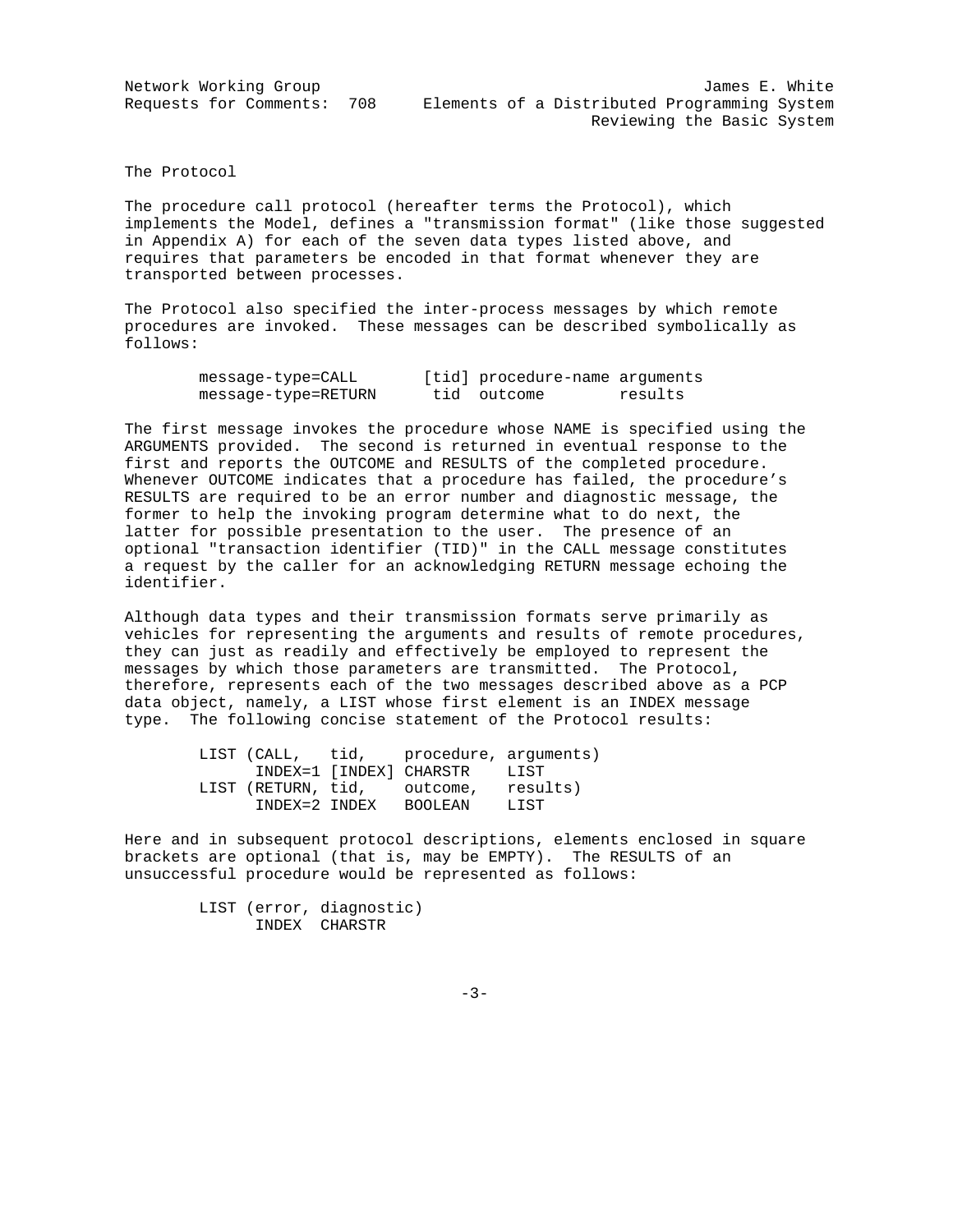## The Protocol

The procedure call protocol (hereafter terms the Protocol), which implements the Model, defines a "transmission format" (like those suggested in Appendix A) for each of the seven data types listed above, and requires that parameters be encoded in that format whenever they are transported between processes.

The Protocol also specified the inter-process messages by which remote procedures are invoked. These messages can be described symbolically as follows:

```
message-type=CALL       [tid] procedure-name arguments
message-type=RETURN      tid  outcome        results
```

The first message invokes the procedure whose NAME is specified using the ARGUMENTS provided. The second is returned in eventual response to the first and reports the OUTCOME and RESULTS of the completed procedure. Whenever OUTCOME indicates that a procedure has failed, the procedure's RESULTS are required to be an error number and diagnostic message, the former to help the invoking program determine what to do next, the latter for possible presentation to the user. The presence of an optional "transaction identifier (TID)" in the CALL message constitutes a request by the caller for an acknowledging RETURN message echoing the identifier.

Although data types and their transmission formats serve primarily as vehicles for representing the arguments and results of remote procedures, they can just as readily and effectively be employed to represent the messages by which those parameters are transmitted. The Protocol, therefore, represents each of the two messages described above as a PCP data object, namely, a LIST whose first element is an INDEX message type. The following concise statement of the Protocol results:

```
LIST (CALL,   tid,    procedure, arguments)
      INDEX=1 [INDEX] CHARSTR    LIST
LIST (RETURN, tid,    outcome,   results)
      INDEX=2 INDEX   BOOLEAN    LIST
```

Here and in subsequent protocol descriptions, elements enclosed in square brackets are optional (that is, may be EMPTY). The RESULTS of an unsuccessful procedure would be represented as follows:

```
LIST (error, diagnostic)
      INDEX  CHARSTR
```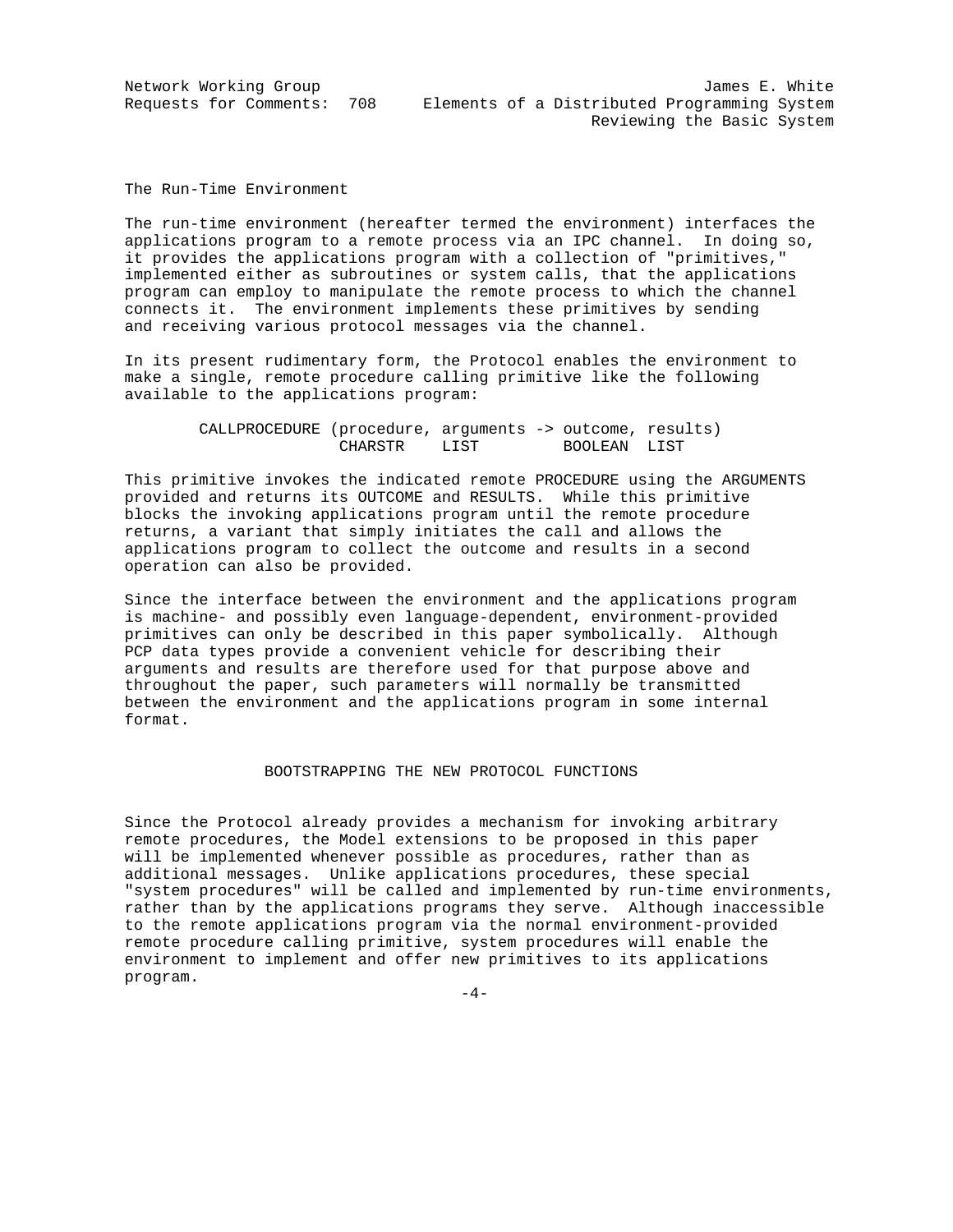## The Run-Time Environment

The run-time environment (hereafter termed the environment) interfaces the applications program to a remote process via an IPC channel. In doing so, it provides the applications program with a collection of "primitives," implemented either as subroutines or system calls, that the applications program can employ to manipulate the remote process to which the channel connects it. The environment implements these primitives by sending and receiving various protocol messages via the channel.

In its present rudimentary form, the Protocol enables the environment to make a single, remote procedure calling primitive like the following available to the applications program:

```
        CALLPROCEDURE (procedure, arguments -> outcome, results)
                       CHARSTR    LIST         BOOLEAN  LIST
```

This primitive invokes the indicated remote PROCEDURE using the ARGUMENTS provided and returns its OUTCOME and RESULTS. While this primitive blocks the invoking applications program until the remote procedure returns, a variant that simply initiates the call and allows the applications program to collect the outcome and results in a second operation can also be provided.

Since the interface between the environment and the applications program is machine- and possibly even language-dependent, environment-provided primitives can only be described in this paper symbolically. Although PCP data types provide a convenient vehicle for describing their arguments and results are therefore used for that purpose above and throughout the paper, such parameters will normally be transmitted between the environment and the applications program in some internal format.

# BOOTSTRAPPING THE NEW PROTOCOL FUNCTIONS

Since the Protocol already provides a mechanism for invoking arbitrary remote procedures, the Model extensions to be proposed in this paper will be implemented whenever possible as procedures, rather than as additional messages. Unlike applications procedures, these special "system procedures" will be called and implemented by run-time environments, rather than by the applications programs they serve. Although inaccessible to the remote applications program via the normal environment-provided remote procedure calling primitive, system procedures will enable the environment to implement and offer new primitives to its applications program.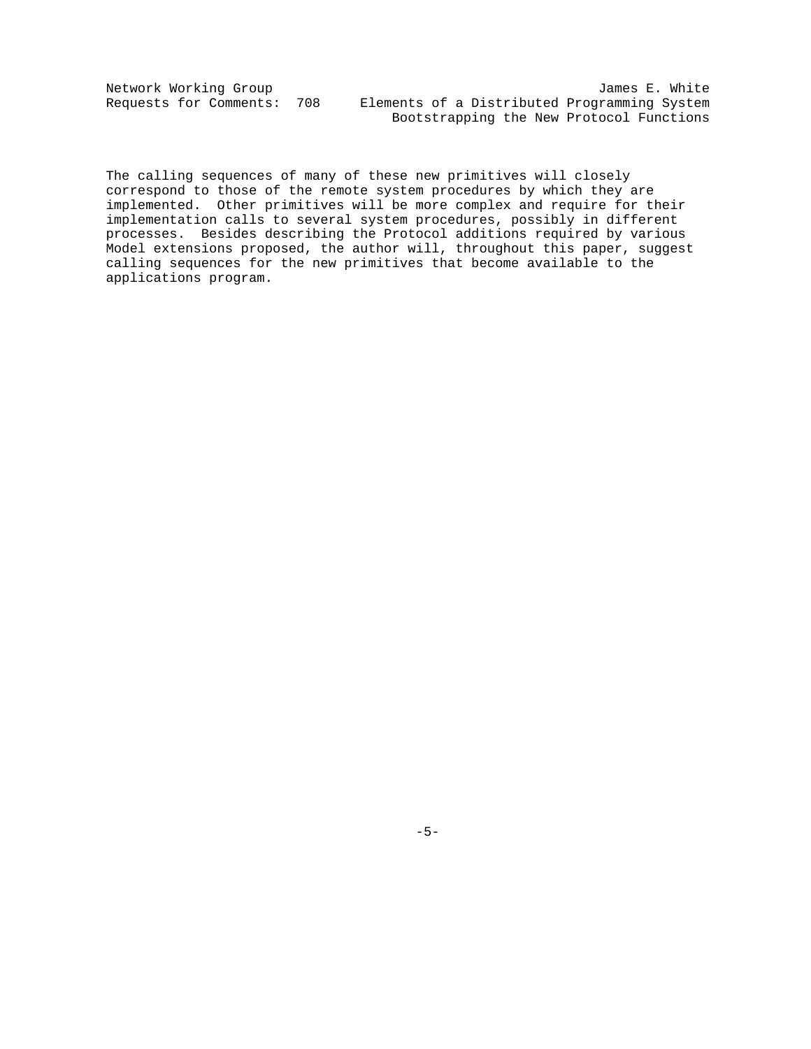The calling sequences of many of these new primitives will closely correspond to those of the remote system procedures by which they are implemented. Other primitives will be more complex and require for their implementation calls to several system procedures, possibly in different processes. Besides describing the Protocol additions required by various Model extensions proposed, the author will, throughout this paper, suggest calling sequences for the new primitives that become available to the applications program.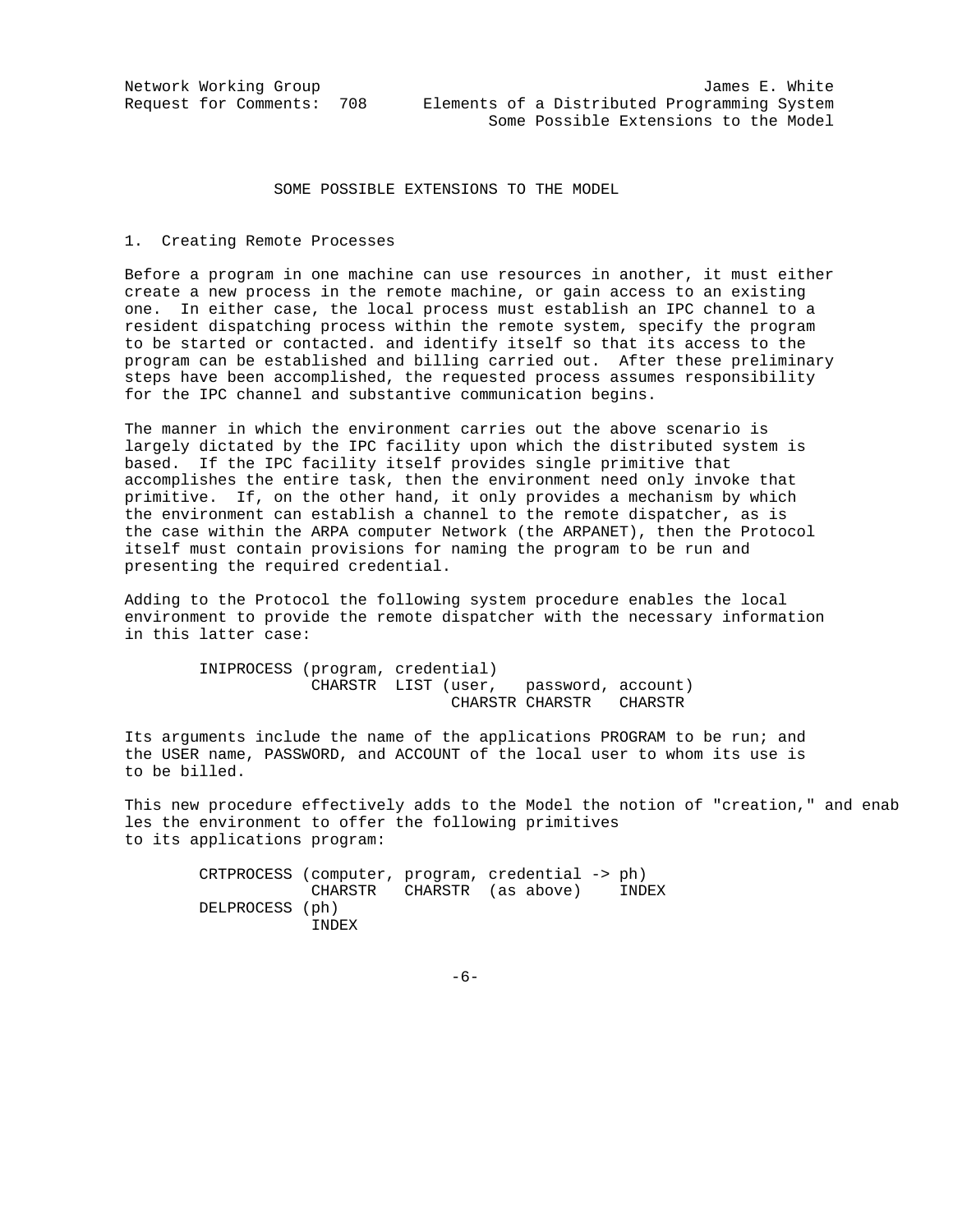## SOME POSSIBLE EXTENSIONS TO THE MODEL

### 1. Creating Remote Processes

Before a program in one machine can use resources in another, it must either create a new process in the remote machine, or gain access to an existing one. In either case, the local process must establish an IPC channel to a resident dispatching process within the remote system, specify the program to be started or contacted. and identify itself so that its access to the program can be established and billing carried out. After these preliminary steps have been accomplished, the requested process assumes responsibility for the IPC channel and substantive communication begins.

The manner in which the environment carries out the above scenario is largely dictated by the IPC facility upon which the distributed system is based. If the IPC facility itself provides single primitive that accomplishes the entire task, then the environment need only invoke that primitive. If, on the other hand, it only provides a mechanism by which the environment can establish a channel to the remote dispatcher, as is the case within the ARPA computer Network (the ARPANET), then the Protocol itself must contain provisions for naming the program to be run and presenting the required credential.

Adding to the Protocol the following system procedure enables the local environment to provide the remote dispatcher with the necessary information in this latter case:

```
        INIPROCESS (program, credential)
                   CHARSTR  LIST (user,   password, account)
                                 CHARSTR CHARSTR   CHARSTR
```

Its arguments include the name of the applications PROGRAM to be run; and the USER name, PASSWORD, and ACCOUNT of the local user to whom its use is to be billed.

This new procedure effectively adds to the Model the notion of "creation," and enables the environment to offer the following primitives to its applications program:

```
        CRTPROCESS (computer, program, credential -> ph)
                   CHARSTR   CHARSTR  (as above)    INDEX
        DELPROCESS (ph)
                   INDEX
```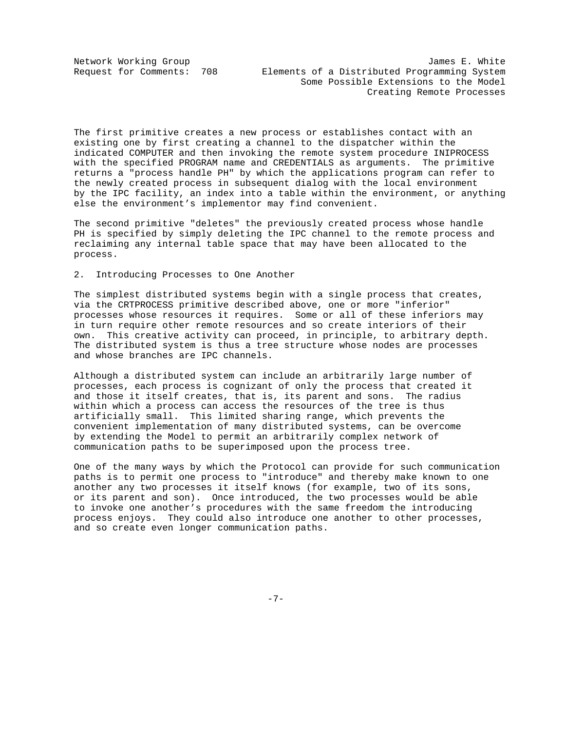The first primitive creates a new process or establishes contact with an existing one by first creating a channel to the dispatcher within the indicated COMPUTER and then invoking the remote system procedure INIPROCESS with the specified PROGRAM name and CREDENTIALS as arguments. The primitive returns a "process handle PH" by which the applications program can refer to the newly created process in subsequent dialog with the local environment by the IPC facility, an index into a table within the environment, or anything else the environment's implementor may find convenient.

The second primitive "deletes" the previously created process whose handle PH is specified by simply deleting the IPC channel to the remote process and reclaiming any internal table space that may have been allocated to the process.

## 2. Introducing Processes to One Another

The simplest distributed systems begin with a single process that creates, via the CRTPROCESS primitive described above, one or more "inferior" processes whose resources it requires. Some or all of these inferiors may in turn require other remote resources and so create interiors of their own. This creative activity can proceed, in principle, to arbitrary depth. The distributed system is thus a tree structure whose nodes are processes and whose branches are IPC channels.

Although a distributed system can include an arbitrarily large number of processes, each process is cognizant of only the process that created it and those it itself creates, that is, its parent and sons. The radius within which a process can access the resources of the tree is thus artificially small. This limited sharing range, which prevents the convenient implementation of many distributed systems, can be overcome by extending the Model to permit an arbitrarily complex network of communication paths to be superimposed upon the process tree.

One of the many ways by which the Protocol can provide for such communication paths is to permit one process to "introduce" and thereby make known to one another any two processes it itself knows (for example, two of its sons, or its parent and son). Once introduced, the two processes would be able to invoke one another's procedures with the same freedom the introducing process enjoys. They could also introduce one another to other processes, and so create even longer communication paths.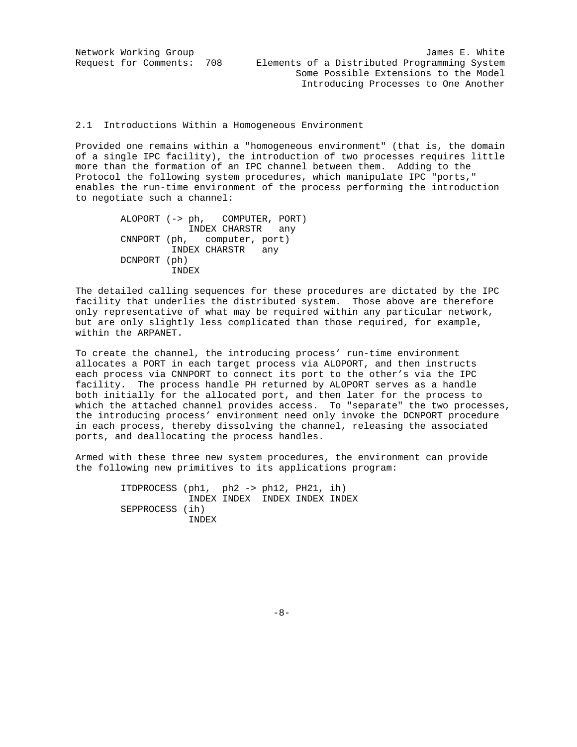## 2.1 Introductions Within a Homogeneous Environment

Provided one remains within a "homogeneous environment" (that is, the domain of a single IPC facility), the introduction of two processes requires little more than the formation of an IPC channel between them. Adding to the Protocol the following system procedures, which manipulate IPC "ports," enables the run-time environment of the process performing the introduction to negotiate such a channel:

```
ALOPORT (-> ph,   COMPUTER, PORT)
            INDEX CHARSTR   any
CNNPORT (ph,   computer, port)
         INDEX CHARSTR   any
DCNPORT (ph)
         INDEX
```

The detailed calling sequences for these procedures are dictated by the IPC facility that underlies the distributed system. Those above are therefore only representative of what may be required within any particular network, but are only slightly less complicated than those required, for example, within the ARPANET.

To create the channel, the introducing process' run-time environment allocates a PORT in each target process via ALOPORT, and then instructs each process via CNNPORT to connect its port to the other's via the IPC facility. The process handle PH returned by ALOPORT serves as a handle both initially for the allocated port, and then later for the process to which the attached channel provides access. To "separate" the two processes, the introducing process' environment need only invoke the DCNPORT procedure in each process, thereby dissolving the channel, releasing the associated ports, and deallocating the process handles.

Armed with these three new system procedures, the environment can provide the following new primitives to its applications program:

```
ITDPROCESS (ph1,  ph2 -> ph12, PH21, ih)
            INDEX INDEX  INDEX INDEX INDEX
SEPPROCESS (ih)
            INDEX
```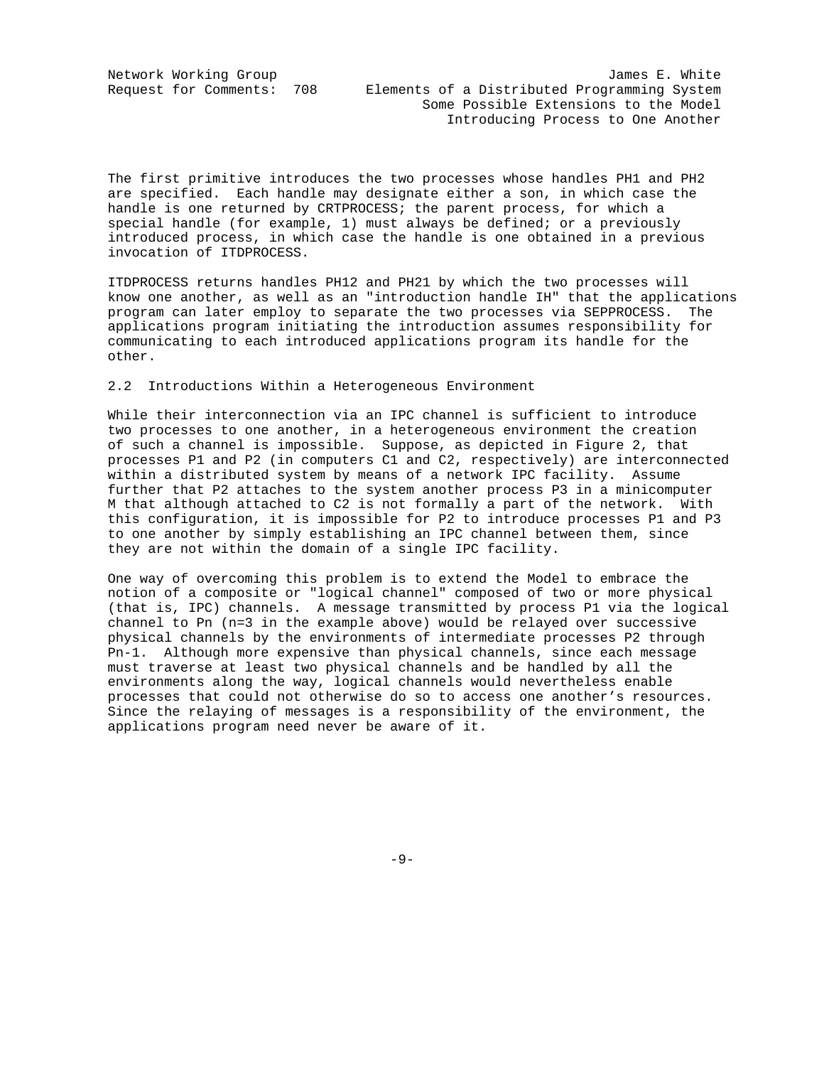The first primitive introduces the two processes whose handles PH1 and PH2 are specified. Each handle may designate either a son, in which case the handle is one returned by CRTPROCESS; the parent process, for which a special handle (for example, 1) must always be defined; or a previously introduced process, in which case the handle is one obtained in a previous invocation of ITDPROCESS.

ITDPROCESS returns handles PH12 and PH21 by which the two processes will know one another, as well as an "introduction handle IH" that the applications program can later employ to separate the two processes via SEPPROCESS. The applications program initiating the introduction assumes responsibility for communicating to each introduced applications program its handle for the other.

## 2.2 Introductions Within a Heterogeneous Environment

While their interconnection via an IPC channel is sufficient to introduce two processes to one another, in a heterogeneous environment the creation of such a channel is impossible. Suppose, as depicted in Figure 2, that processes P1 and P2 (in computers C1 and C2, respectively) are interconnected within a distributed system by means of a network IPC facility. Assume further that P2 attaches to the system another process P3 in a minicomputer M that although attached to C2 is not formally a part of the network. With this configuration, it is impossible for P2 to introduce processes P1 and P3 to one another by simply establishing an IPC channel between them, since they are not within the domain of a single IPC facility.

One way of overcoming this problem is to extend the Model to embrace the notion of a composite or "logical channel" composed of two or more physical (that is, IPC) channels. A message transmitted by process P1 via the logical channel to Pn (n=3 in the example above) would be relayed over successive physical channels by the environments of intermediate processes P2 through Pn-1. Although more expensive than physical channels, since each message must traverse at least two physical channels and be handled by all the environments along the way, logical channels would nevertheless enable processes that could not otherwise do so to access one another's resources. Since the relaying of messages is a responsibility of the environment, the applications program need never be aware of it.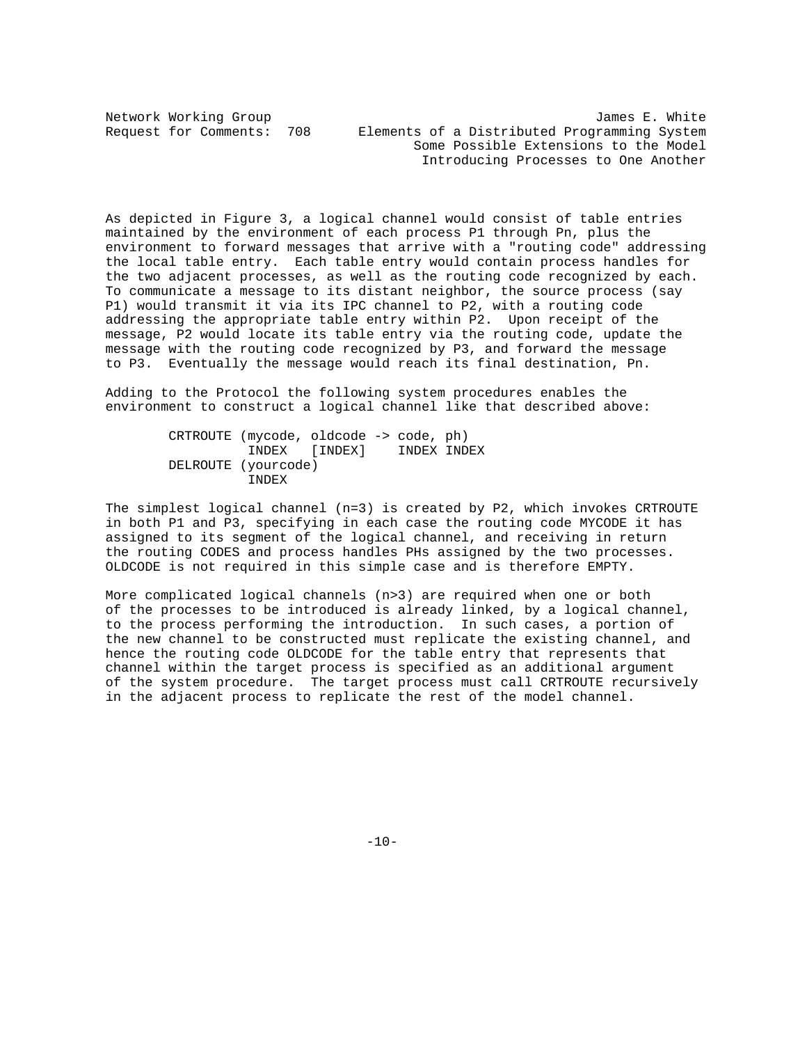As depicted in Figure 3, a logical channel would consist of table entries maintained by the environment of each process P1 through Pn, plus the environment to forward messages that arrive with a "routing code" addressing the local table entry. Each table entry would contain process handles for the two adjacent processes, as well as the routing code recognized by each. To communicate a message to its distant neighbor, the source process (say P1) would transmit it via its IPC channel to P2, with a routing code addressing the appropriate table entry within P2. Upon receipt of the message, P2 would locate its table entry via the routing code, update the message with the routing code recognized by P3, and forward the message to P3. Eventually the message would reach its final destination, Pn.

Adding to the Protocol the following system procedures enables the environment to construct a logical channel like that described above:

```
CRTROUTE (mycode, oldcode -> code, ph)
          INDEX   [INDEX]    INDEX INDEX
DELROUTE (yourcode)
          INDEX
```

The simplest logical channel (n=3) is created by P2, which invokes CRTROUTE in both P1 and P3, specifying in each case the routing code MYCODE it has assigned to its segment of the logical channel, and receiving in return the routing CODES and process handles PHs assigned by the two processes. OLDCODE is not required in this simple case and is therefore EMPTY.

More complicated logical channels (n>3) are required when one or both of the processes to be introduced is already linked, by a logical channel, to the process performing the introduction. In such cases, a portion of the new channel to be constructed must replicate the existing channel, and hence the routing code OLDCODE for the table entry that represents that channel within the target process is specified as an additional argument of the system procedure. The target process must call CRTROUTE recursively in the adjacent process to replicate the rest of the model channel.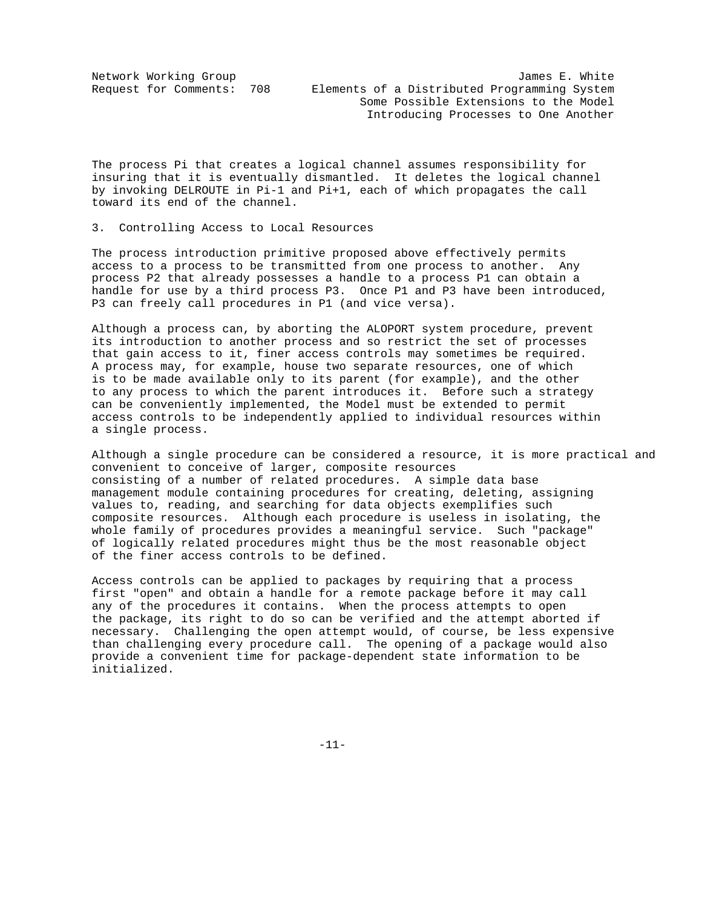The process Pi that creates a logical channel assumes responsibility for insuring that it is eventually dismantled. It deletes the logical channel by invoking DELROUTE in Pi-1 and Pi+1, each of which propagates the call toward its end of the channel.

## 3. Controlling Access to Local Resources

The process introduction primitive proposed above effectively permits access to a process to be transmitted from one process to another. Any process P2 that already possesses a handle to a process P1 can obtain a handle for use by a third process P3. Once P1 and P3 have been introduced, P3 can freely call procedures in P1 (and vice versa).

Although a process can, by aborting the ALOPORT system procedure, prevent its introduction to another process and so restrict the set of processes that gain access to it, finer access controls may sometimes be required. A process may, for example, house two separate resources, one of which is to be made available only to its parent (for example), and the other to any process to which the parent introduces it. Before such a strategy can be conveniently implemented, the Model must be extended to permit access controls to be independently applied to individual resources within a single process.

Although a single procedure can be considered a resource, it is more practical and convenient to conceive of larger, composite resources consisting of a number of related procedures. A simple data base management module containing procedures for creating, deleting, assigning values to, reading, and searching for data objects exemplifies such composite resources. Although each procedure is useless in isolating, the whole family of procedures provides a meaningful service. Such "package" of logically related procedures might thus be the most reasonable object of the finer access controls to be defined.

Access controls can be applied to packages by requiring that a process first "open" and obtain a handle for a remote package before it may call any of the procedures it contains. When the process attempts to open the package, its right to do so can be verified and the attempt aborted if necessary. Challenging the open attempt would, of course, be less expensive than challenging every procedure call. The opening of a package would also provide a convenient time for package-dependent state information to be initialized.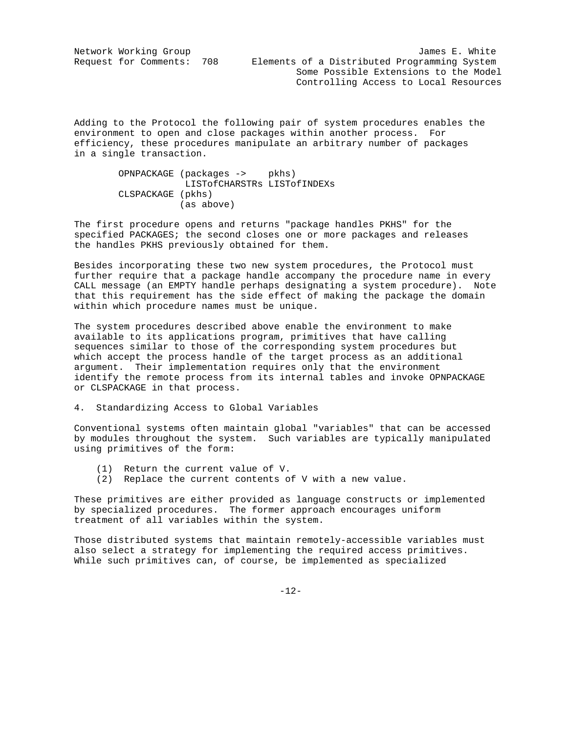Adding to the Protocol the following pair of system procedures enables the environment to open and close packages within another process. For efficiency, these procedures manipulate an arbitrary number of packages in a single transaction.

```
        OPNPACKAGE (packages ->    pkhs)
                   LISTofCHARSTRs LISTofINDEXs
        CLSPACKAGE (pkhs)
                  (as above)
```

The first procedure opens and returns "package handles PKHS" for the specified PACKAGES; the second closes one or more packages and releases the handles PKHS previously obtained for them.

Besides incorporating these two new system procedures, the Protocol must further require that a package handle accompany the procedure name in every CALL message (an EMPTY handle perhaps designating a system procedure). Note that this requirement has the side effect of making the package the domain within which procedure names must be unique.

The system procedures described above enable the environment to make available to its applications program, primitives that have calling sequences similar to those of the corresponding system procedures but which accept the process handle of the target process as an additional argument. Their implementation requires only that the environment identify the remote process from its internal tables and invoke OPNPACKAGE or CLSPACKAGE in that process.

## 4. Standardizing Access to Global Variables

Conventional systems often maintain global "variables" that can be accessed by modules throughout the system. Such variables are typically manipulated using primitives of the form:

(1) Return the current value of V.
(2) Replace the current contents of V with a new value.

These primitives are either provided as language constructs or implemented by specialized procedures. The former approach encourages uniform treatment of all variables within the system.

Those distributed systems that maintain remotely-accessible variables must also select a strategy for implementing the required access primitives. While such primitives can, of course, be implemented as specialized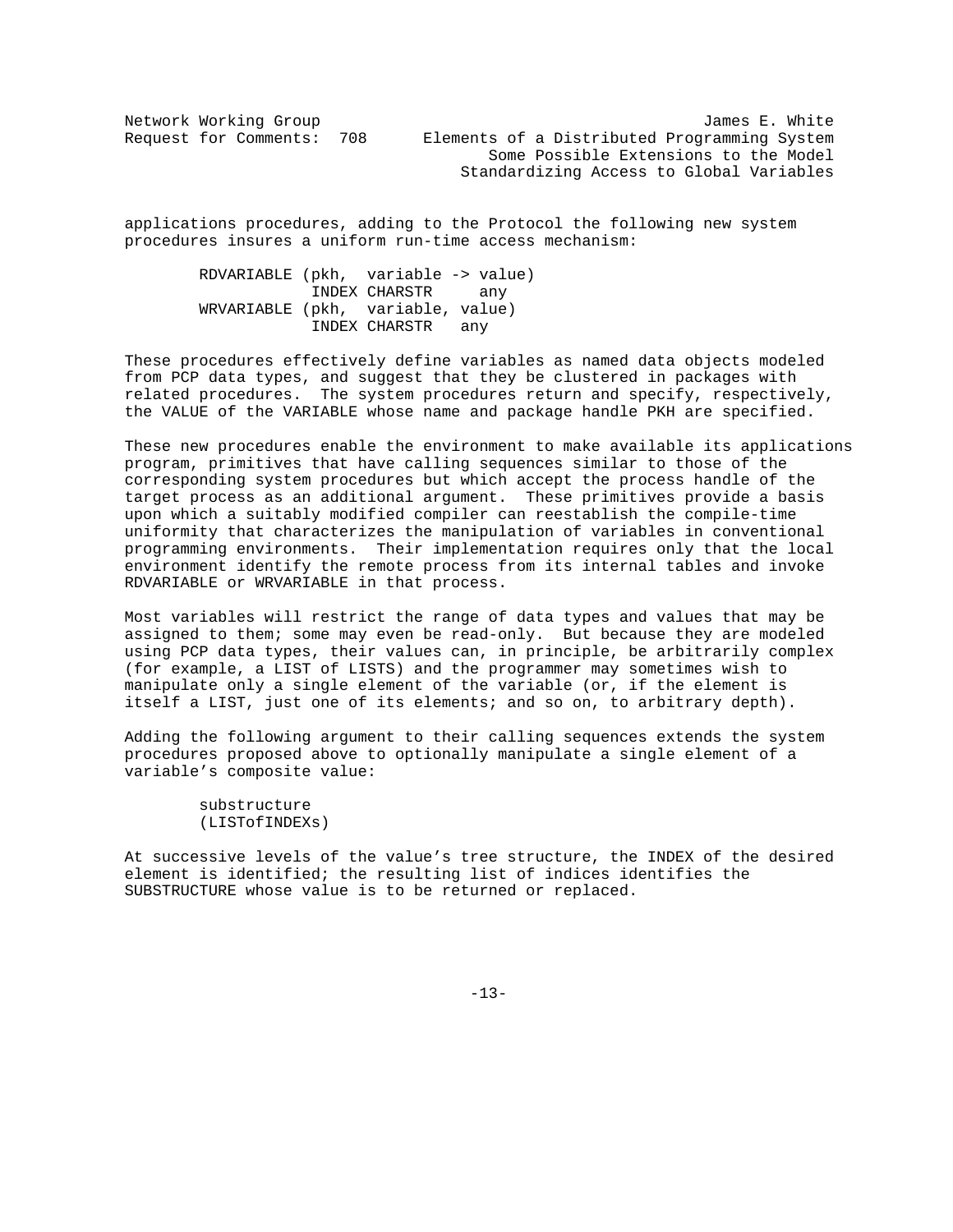applications procedures, adding to the Protocol the following new system procedures insures a uniform run-time access mechanism:

```
        RDVARIABLE (pkh,  variable -> value)
                   INDEX CHARSTR     any
        WRVARIABLE (pkh,  variable, value)
                   INDEX CHARSTR   any
```

These procedures effectively define variables as named data objects modeled from PCP data types, and suggest that they be clustered in packages with related procedures. The system procedures return and specify, respectively, the VALUE of the VARIABLE whose name and package handle PKH are specified.

These new procedures enable the environment to make available its applications program, primitives that have calling sequences similar to those of the corresponding system procedures but which accept the process handle of the target process as an additional argument. These primitives provide a basis upon which a suitably modified compiler can reestablish the compile-time uniformity that characterizes the manipulation of variables in conventional programming environments. Their implementation requires only that the local environment identify the remote process from its internal tables and invoke RDVARIABLE or WRVARIABLE in that process.

Most variables will restrict the range of data types and values that may be assigned to them; some may even be read-only. But because they are modeled using PCP data types, their values can, in principle, be arbitrarily complex (for example, a LIST of LISTS) and the programmer may sometimes wish to manipulate only a single element of the variable (or, if the element is itself a LIST, just one of its elements; and so on, to arbitrary depth).

Adding the following argument to their calling sequences extends the system procedures proposed above to optionally manipulate a single element of a variable's composite value:

```
        substructure
        (LISTofINDEXs)
```

At successive levels of the value's tree structure, the INDEX of the desired element is identified; the resulting list of indices identifies the SUBSTRUCTURE whose value is to be returned or replaced.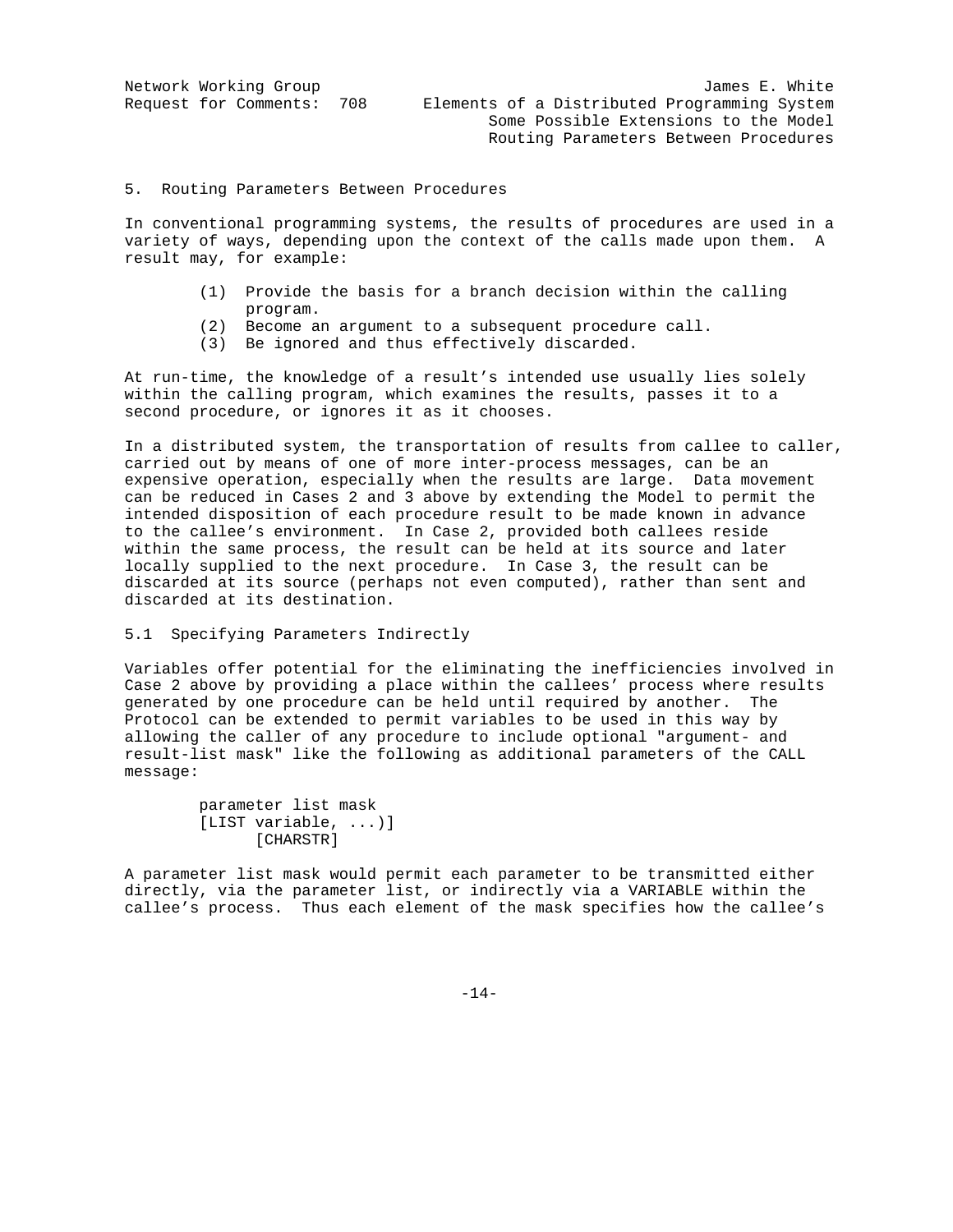## 5. Routing Parameters Between Procedures

In conventional programming systems, the results of procedures are used in a variety of ways, depending upon the context of the calls made upon them. A result may, for example:

1. Provide the basis for a branch decision within the calling program.
2. Become an argument to a subsequent procedure call.
3. Be ignored and thus effectively discarded.

At run-time, the knowledge of a result's intended use usually lies solely within the calling program, which examines the results, passes it to a second procedure, or ignores it as it chooses.

In a distributed system, the transportation of results from callee to caller, carried out by means of one of more inter-process messages, can be an expensive operation, especially when the results are large. Data movement can be reduced in Cases 2 and 3 above by extending the Model to permit the intended disposition of each procedure result to be made known in advance to the callee's environment. In Case 2, provided both callees reside within the same process, the result can be held at its source and later locally supplied to the next procedure. In Case 3, the result can be discarded at its source (perhaps not even computed), rather than sent and discarded at its destination.

### 5.1 Specifying Parameters Indirectly

Variables offer potential for the eliminating the inefficiencies involved in Case 2 above by providing a place within the callees' process where results generated by one procedure can be held until required by another. The Protocol can be extended to permit variables to be used in this way by allowing the caller of any procedure to include optional "argument- and result-list mask" like the following as additional parameters of the CALL message:

```
parameter list mask
[LIST variable, ...)]
      [CHARSTR]
```

A parameter list mask would permit each parameter to be transmitted either directly, via the parameter list, or indirectly via a VARIABLE within the callee's process. Thus each element of the mask specifies how the callee's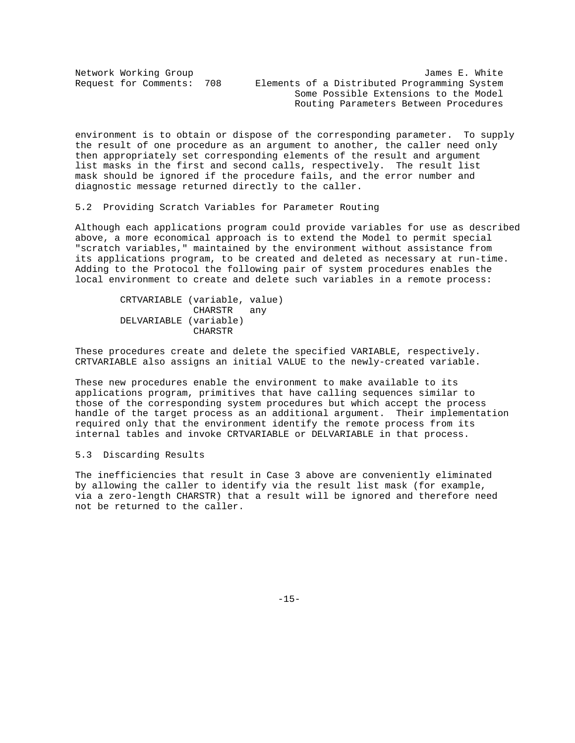environment is to obtain or dispose of the corresponding parameter. To supply the result of one procedure as an argument to another, the caller need only then appropriately set corresponding elements of the result and argument list masks in the first and second calls, respectively. The result list mask should be ignored if the procedure fails, and the error number and diagnostic message returned directly to the caller.

## 5.2 Providing Scratch Variables for Parameter Routing

Although each applications program could provide variables for use as described above, a more economical approach is to extend the Model to permit special "scratch variables," maintained by the environment without assistance from its applications program, to be created and deleted as necessary at run-time. Adding to the Protocol the following pair of system procedures enables the local environment to create and delete such variables in a remote process:

```
CRTVARIABLE (variable, value)
             CHARSTR   any
DELVARIABLE (variable)
             CHARSTR
```

These procedures create and delete the specified VARIABLE, respectively. CRTVARIABLE also assigns an initial VALUE to the newly-created variable.

These new procedures enable the environment to make available to its applications program, primitives that have calling sequences similar to those of the corresponding system procedures but which accept the process handle of the target process as an additional argument. Their implementation required only that the environment identify the remote process from its internal tables and invoke CRTVARIABLE or DELVARIABLE in that process.

## 5.3 Discarding Results

The inefficiencies that result in Case 3 above are conveniently eliminated by allowing the caller to identify via the result list mask (for example, via a zero-length CHARSTR) that a result will be ignored and therefore need not be returned to the caller.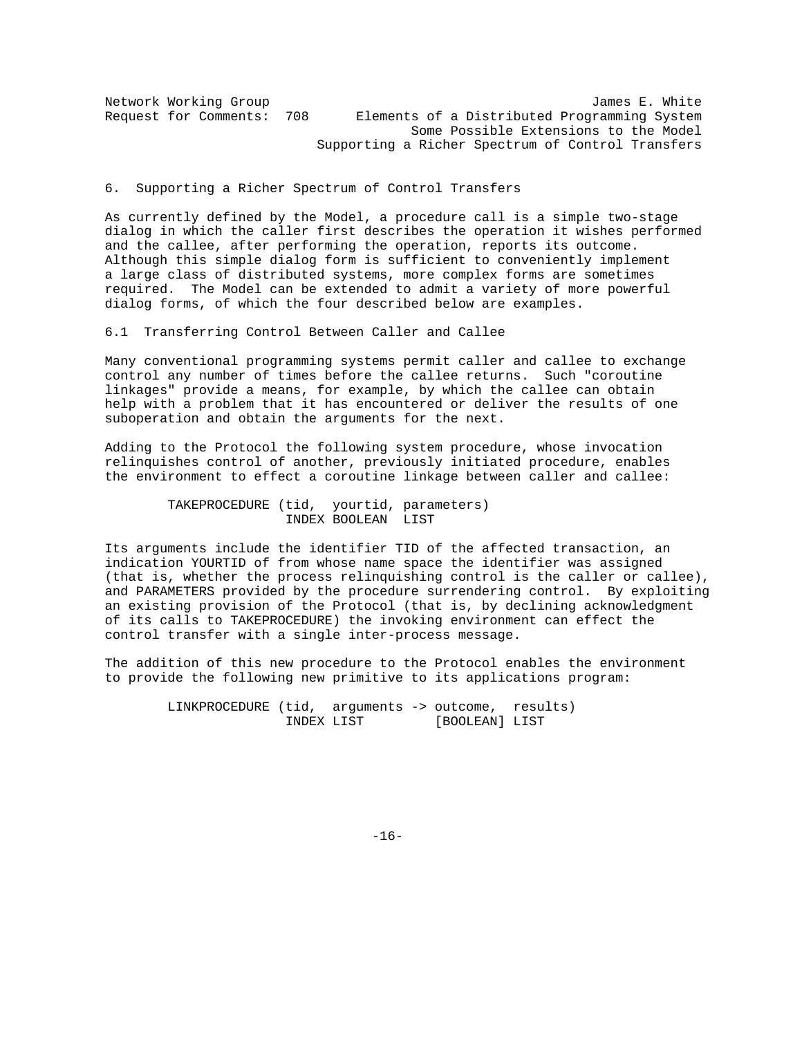## 6. Supporting a Richer Spectrum of Control Transfers

As currently defined by the Model, a procedure call is a simple two-stage dialog in which the caller first describes the operation it wishes performed and the callee, after performing the operation, reports its outcome. Although this simple dialog form is sufficient to conveniently implement a large class of distributed systems, more complex forms are sometimes required. The Model can be extended to admit a variety of more powerful dialog forms, of which the four described below are examples.

### 6.1 Transferring Control Between Caller and Callee

Many conventional programming systems permit caller and callee to exchange control any number of times before the callee returns. Such "coroutine linkages" provide a means, for example, by which the callee can obtain help with a problem that it has encountered or deliver the results of one suboperation and obtain the arguments for the next.

Adding to the Protocol the following system procedure, whose invocation relinquishes control of another, previously initiated procedure, enables the environment to effect a coroutine linkage between caller and callee:

```
        TAKEPROCEDURE (tid,  yourtid, parameters)
                      INDEX BOOLEAN  LIST
```

Its arguments include the identifier TID of the affected transaction, an indication YOURTID of from whose name space the identifier was assigned (that is, whether the process relinquishing control is the caller or callee), and PARAMETERS provided by the procedure surrendering control. By exploiting an existing provision of the Protocol (that is, by declining acknowledgment of its calls to TAKEPROCEDURE) the invoking environment can effect the control transfer with a single inter-process message.

The addition of this new procedure to the Protocol enables the environment to provide the following new primitive to its applications program:

```
        LINKPROCEDURE (tid,  arguments -> outcome,  results)
                      INDEX LIST         [BOOLEAN] LIST
```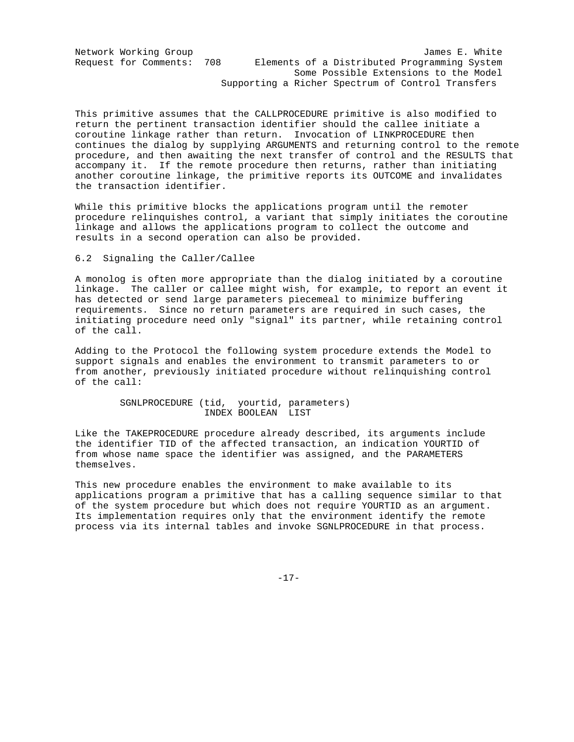This primitive assumes that the CALLPROCEDURE primitive is also modified to return the pertinent transaction identifier should the callee initiate a coroutine linkage rather than return. Invocation of LINKPROCEDURE then continues the dialog by supplying ARGUMENTS and returning control to the remote procedure, and then awaiting the next transfer of control and the RESULTS that accompany it. If the remote procedure then returns, rather than initiating another coroutine linkage, the primitive reports its OUTCOME and invalidates the transaction identifier.

While this primitive blocks the applications program until the remoter procedure relinquishes control, a variant that simply initiates the coroutine linkage and allows the applications program to collect the outcome and results in a second operation can also be provided.

### 6.2 Signaling the Caller/Callee

A monolog is often more appropriate than the dialog initiated by a coroutine linkage. The caller or callee might wish, for example, to report an event it has detected or send large parameters piecemeal to minimize buffering requirements. Since no return parameters are required in such cases, the initiating procedure need only "signal" its partner, while retaining control of the call.

Adding to the Protocol the following system procedure extends the Model to support signals and enables the environment to transmit parameters to or from another, previously initiated procedure without relinquishing control of the call:

```
        SGNLPROCEDURE (tid,  yourtid, parameters)
                       INDEX BOOLEAN  LIST
```

Like the TAKEPROCEDURE procedure already described, its arguments include the identifier TID of the affected transaction, an indication YOURTID of from whose name space the identifier was assigned, and the PARAMETERS themselves.

This new procedure enables the environment to make available to its applications program a primitive that has a calling sequence similar to that of the system procedure but which does not require YOURTID as an argument. Its implementation requires only that the environment identify the remote process via its internal tables and invoke SGNLPROCEDURE in that process.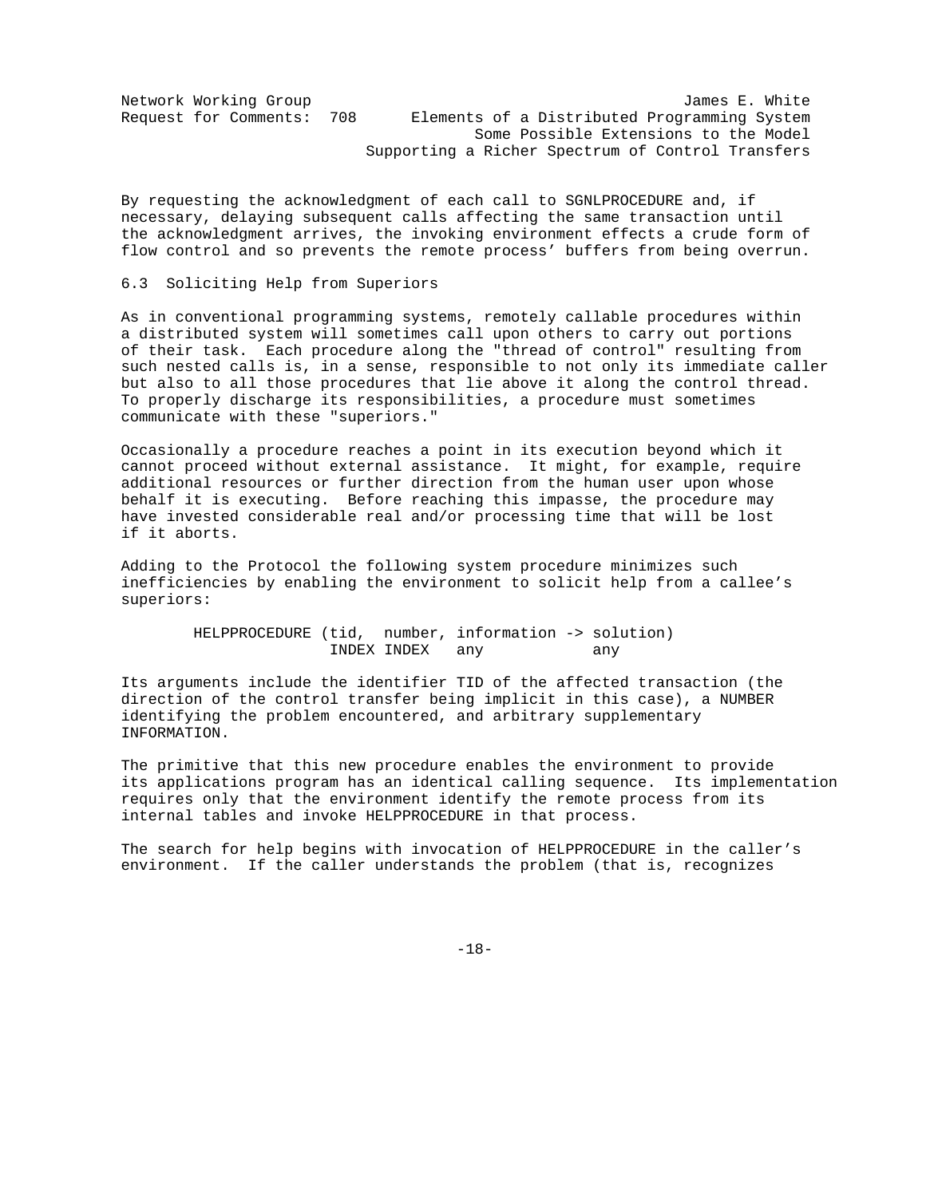By requesting the acknowledgment of each call to SGNLPROCEDURE and, if necessary, delaying subsequent calls affecting the same transaction until the acknowledgment arrives, the invoking environment effects a crude form of flow control and so prevents the remote process' buffers from being overrun.

### 6.3 Soliciting Help from Superiors

As in conventional programming systems, remotely callable procedures within a distributed system will sometimes call upon others to carry out portions of their task. Each procedure along the "thread of control" resulting from such nested calls is, in a sense, responsible to not only its immediate caller but also to all those procedures that lie above it along the control thread. To properly discharge its responsibilities, a procedure must sometimes communicate with these "superiors."

Occasionally a procedure reaches a point in its execution beyond which it cannot proceed without external assistance. It might, for example, require additional resources or further direction from the human user upon whose behalf it is executing. Before reaching this impasse, the procedure may have invested considerable real and/or processing time that will be lost if it aborts.

Adding to the Protocol the following system procedure minimizes such inefficiencies by enabling the environment to solicit help from a callee's superiors:

```
        HELPPROCEDURE (tid,  number, information -> solution)
                      INDEX INDEX   any            any
```

Its arguments include the identifier TID of the affected transaction (the direction of the control transfer being implicit in this case), a NUMBER identifying the problem encountered, and arbitrary supplementary INFORMATION.

The primitive that this new procedure enables the environment to provide its applications program has an identical calling sequence. Its implementation requires only that the environment identify the remote process from its internal tables and invoke HELPPROCEDURE in that process.

The search for help begins with invocation of HELPPROCEDURE in the caller's environment. If the caller understands the problem (that is, recognizes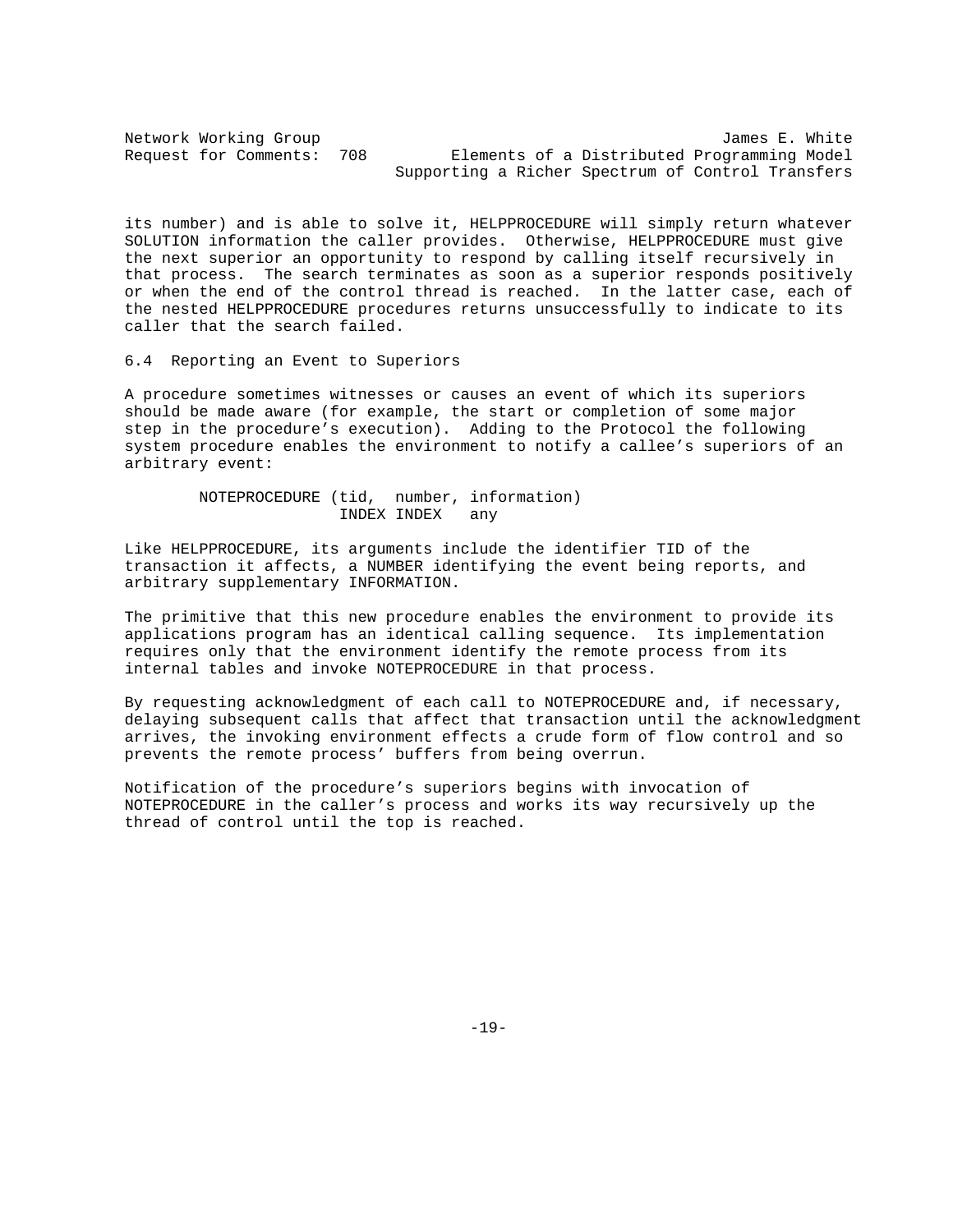its number) and is able to solve it, HELPPROCEDURE will simply return whatever SOLUTION information the caller provides. Otherwise, HELPPROCEDURE must give the next superior an opportunity to respond by calling itself recursively in that process. The search terminates as soon as a superior responds positively or when the end of the control thread is reached. In the latter case, each of the nested HELPPROCEDURE procedures returns unsuccessfully to indicate to its caller that the search failed.

### 6.4 Reporting an Event to Superiors

A procedure sometimes witnesses or causes an event of which its superiors should be made aware (for example, the start or completion of some major step in the procedure's execution). Adding to the Protocol the following system procedure enables the environment to notify a callee's superiors of an arbitrary event:

```
        NOTEPROCEDURE (tid,  number, information)
                      INDEX INDEX   any
```

Like HELPPROCEDURE, its arguments include the identifier TID of the transaction it affects, a NUMBER identifying the event being reports, and arbitrary supplementary INFORMATION.

The primitive that this new procedure enables the environment to provide its applications program has an identical calling sequence. Its implementation requires only that the environment identify the remote process from its internal tables and invoke NOTEPROCEDURE in that process.

By requesting acknowledgment of each call to NOTEPROCEDURE and, if necessary, delaying subsequent calls that affect that transaction until the acknowledgment arrives, the invoking environment effects a crude form of flow control and so prevents the remote process' buffers from being overrun.

Notification of the procedure's superiors begins with invocation of NOTEPROCEDURE in the caller's process and works its way recursively up the thread of control until the top is reached.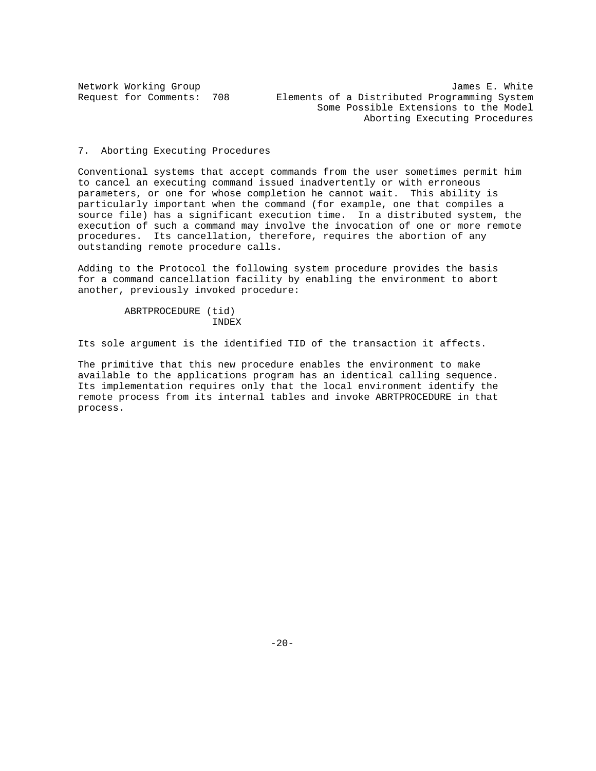## 7. Aborting Executing Procedures

Conventional systems that accept commands from the user sometimes permit him to cancel an executing command issued inadvertently or with erroneous parameters, or one for whose completion he cannot wait. This ability is particularly important when the command (for example, one that compiles a source file) has a significant execution time. In a distributed system, the execution of such a command may involve the invocation of one or more remote procedures. Its cancellation, therefore, requires the abortion of any outstanding remote procedure calls.

Adding to the Protocol the following system procedure provides the basis for a command cancellation facility by enabling the environment to abort another, previously invoked procedure:

```
ABRTPROCEDURE (tid)
               INDEX
```

Its sole argument is the identified TID of the transaction it affects.

The primitive that this new procedure enables the environment to make available to the applications program has an identical calling sequence. Its implementation requires only that the local environment identify the remote process from its internal tables and invoke ABRTPROCEDURE in that process.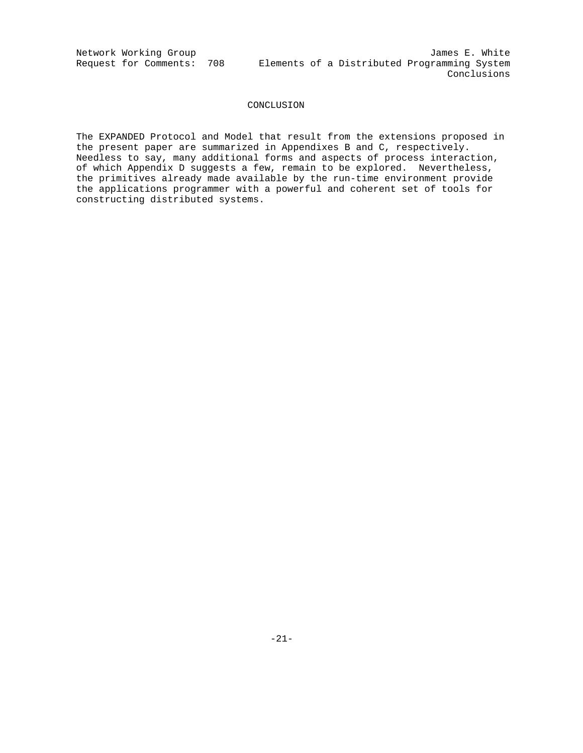# CONCLUSION

The EXPANDED Protocol and Model that result from the extensions proposed in the present paper are summarized in Appendixes B and C, respectively. Needless to say, many additional forms and aspects of process interaction, of which Appendix D suggests a few, remain to be explored. Nevertheless, the primitives already made available by the run-time environment provide the applications programmer with a powerful and coherent set of tools for constructing distributed systems.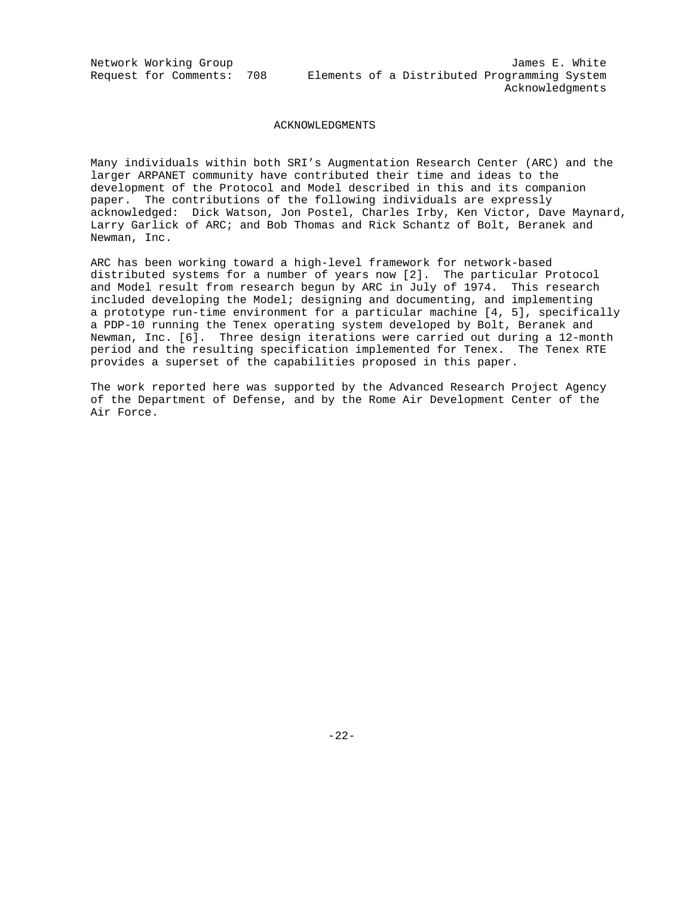# ACKNOWLEDGMENTS

Many individuals within both SRI's Augmentation Research Center (ARC) and the larger ARPANET community have contributed their time and ideas to the development of the Protocol and Model described in this and its companion paper. The contributions of the following individuals are expressly acknowledged: Dick Watson, Jon Postel, Charles Irby, Ken Victor, Dave Maynard, Larry Garlick of ARC; and Bob Thomas and Rick Schantz of Bolt, Beranek and Newman, Inc.

ARC has been working toward a high-level framework for network-based distributed systems for a number of years now [2]. The particular Protocol and Model result from research begun by ARC in July of 1974. This research included developing the Model; designing and documenting, and implementing a prototype run-time environment for a particular machine [4, 5], specifically a PDP-10 running the Tenex operating system developed by Bolt, Beranek and Newman, Inc. [6]. Three design iterations were carried out during a 12-month period and the resulting specification implemented for Tenex. The Tenex RTE provides a superset of the capabilities proposed in this paper.

The work reported here was supported by the Advanced Research Project Agency of the Department of Defense, and by the Rome Air Development Center of the Air Force.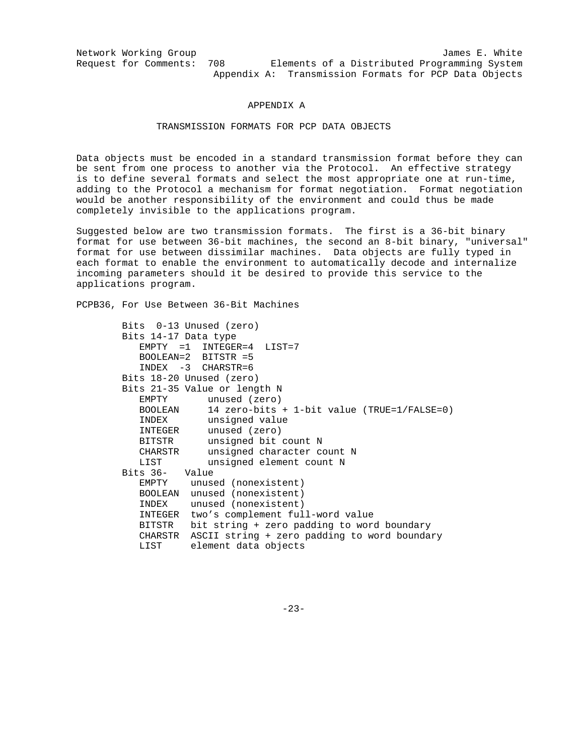# APPENDIX A

## TRANSMISSION FORMATS FOR PCP DATA OBJECTS

Data objects must be encoded in a standard transmission format before they can be sent from one process to another via the Protocol. An effective strategy is to define several formats and select the most appropriate one at run-time, adding to the Protocol a mechanism for format negotiation. Format negotiation would be another responsibility of the environment and could thus be made completely invisible to the applications program.

Suggested below are two transmission formats. The first is a 36-bit binary format for use between 36-bit machines, the second an 8-bit binary, "universal" format for use between dissimilar machines. Data objects are fully typed in each format to enable the environment to automatically decode and internalize incoming parameters should it be desired to provide this service to the applications program.

PCPB36, For Use Between 36-Bit Machines

```
Bits  0-13 Unused (zero)
Bits 14-17 Data type
   EMPTY  =1  INTEGER=4  LIST=7
   BOOLEAN=2  BITSTR =5
   INDEX  -3  CHARSTR=6
Bits 18-20 Unused (zero)
Bits 21-35 Value or length N
   EMPTY       unused (zero)
   BOOLEAN     14 zero-bits + 1-bit value (TRUE=1/FALSE=0)
   INDEX       unsigned value
   INTEGER     unused (zero)
   BITSTR      unsigned bit count N
   CHARSTR     unsigned character count N
   LIST        unsigned element count N
Bits 36-   Value
   EMPTY    unused (nonexistent)
   BOOLEAN  unused (nonexistent)
   INDEX    unused (nonexistent)
   INTEGER  two's complement full-word value
   BITSTR   bit string + zero padding to word boundary
   CHARSTR  ASCII string + zero padding to word boundary
   LIST     element data objects
```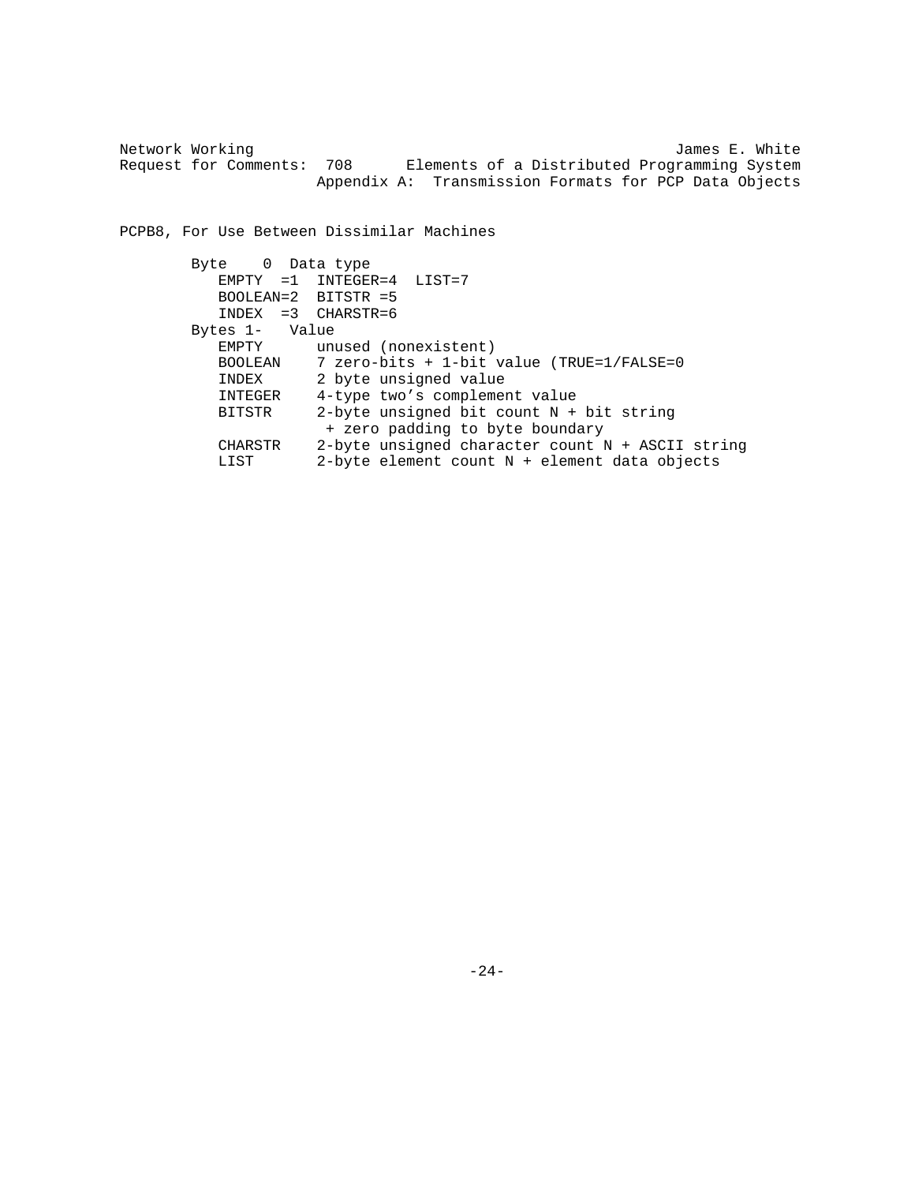PCPB8, For Use Between Dissimilar Machines

```
        Byte    0  Data type
           EMPTY  =1  INTEGER=4  LIST=7
           BOOLEAN=2  BITSTR =5
           INDEX  =3  CHARSTR=6
        Bytes 1-   Value
           EMPTY      unused (nonexistent)
           BOOLEAN    7 zero-bits + 1-bit value (TRUE=1/FALSE=0
           INDEX      2 byte unsigned value
           INTEGER    4-type two's complement value
           BITSTR     2-byte unsigned bit count N + bit string
                       + zero padding to byte boundary
           CHARSTR    2-byte unsigned character count N + ASCII string
           LIST       2-byte element count N + element data objects
```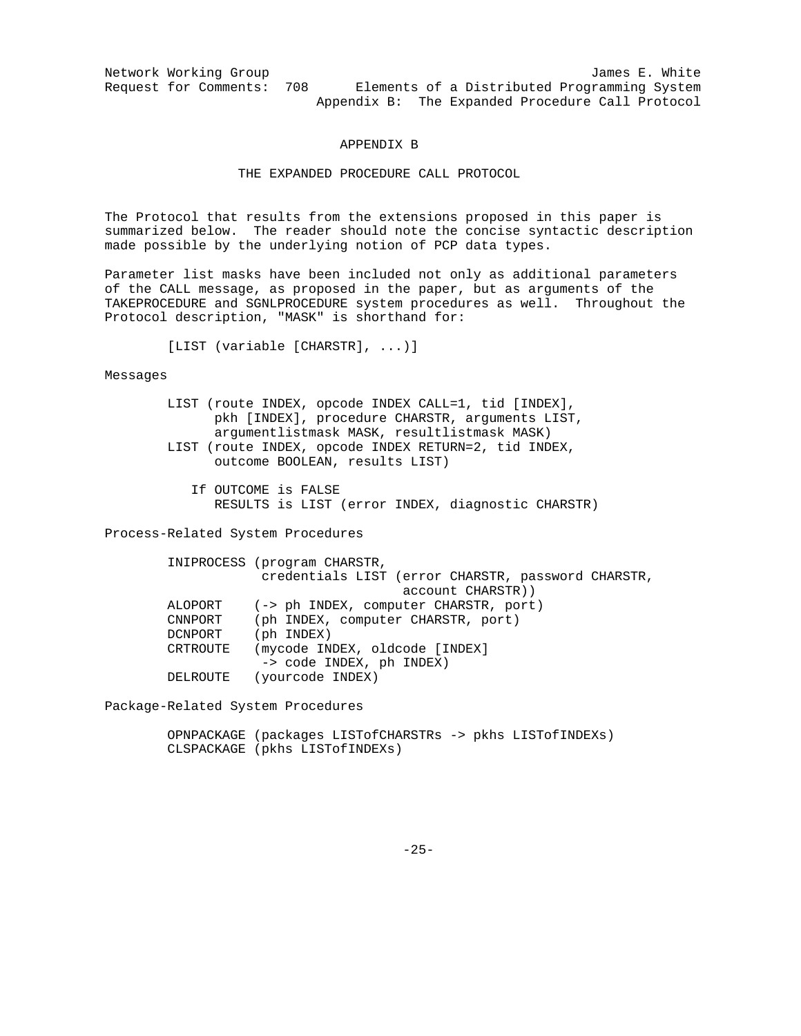# APPENDIX B

## THE EXPANDED PROCEDURE CALL PROTOCOL

The Protocol that results from the extensions proposed in this paper is summarized below. The reader should note the concise syntactic description made possible by the underlying notion of PCP data types.

Parameter list masks have been included not only as additional parameters of the CALL message, as proposed in the paper, but as arguments of the TAKEPROCEDURE and SGNLPROCEDURE system procedures as well. Throughout the Protocol description, "MASK" is shorthand for:

```
[LIST (variable [CHARSTR], ...)]
```

Messages

```
LIST (route INDEX, opcode INDEX CALL=1, tid [INDEX],
      pkh [INDEX], procedure CHARSTR, arguments LIST,
      argumentlistmask MASK, resultlistmask MASK)
LIST (route INDEX, opcode INDEX RETURN=2, tid INDEX,
      outcome BOOLEAN, results LIST)

   If OUTCOME is FALSE
      RESULTS is LIST (error INDEX, diagnostic CHARSTR)
```

Process-Related System Procedures

```
INIPROCESS (program CHARSTR,
            credentials LIST (error CHARSTR, password CHARSTR,
                              account CHARSTR))
ALOPORT    (-> ph INDEX, computer CHARSTR, port)
CNNPORT    (ph INDEX, computer CHARSTR, port)
DCNPORT    (ph INDEX)
CRTROUTE   (mycode INDEX, oldcode [INDEX]
            -> code INDEX, ph INDEX)
DELROUTE   (yourcode INDEX)
```

Package-Related System Procedures

```
OPNPACKAGE (packages LISTofCHARSTRs -> pkhs LISTofINDEXs)
CLSPACKAGE (pkhs LISTofINDEXs)
```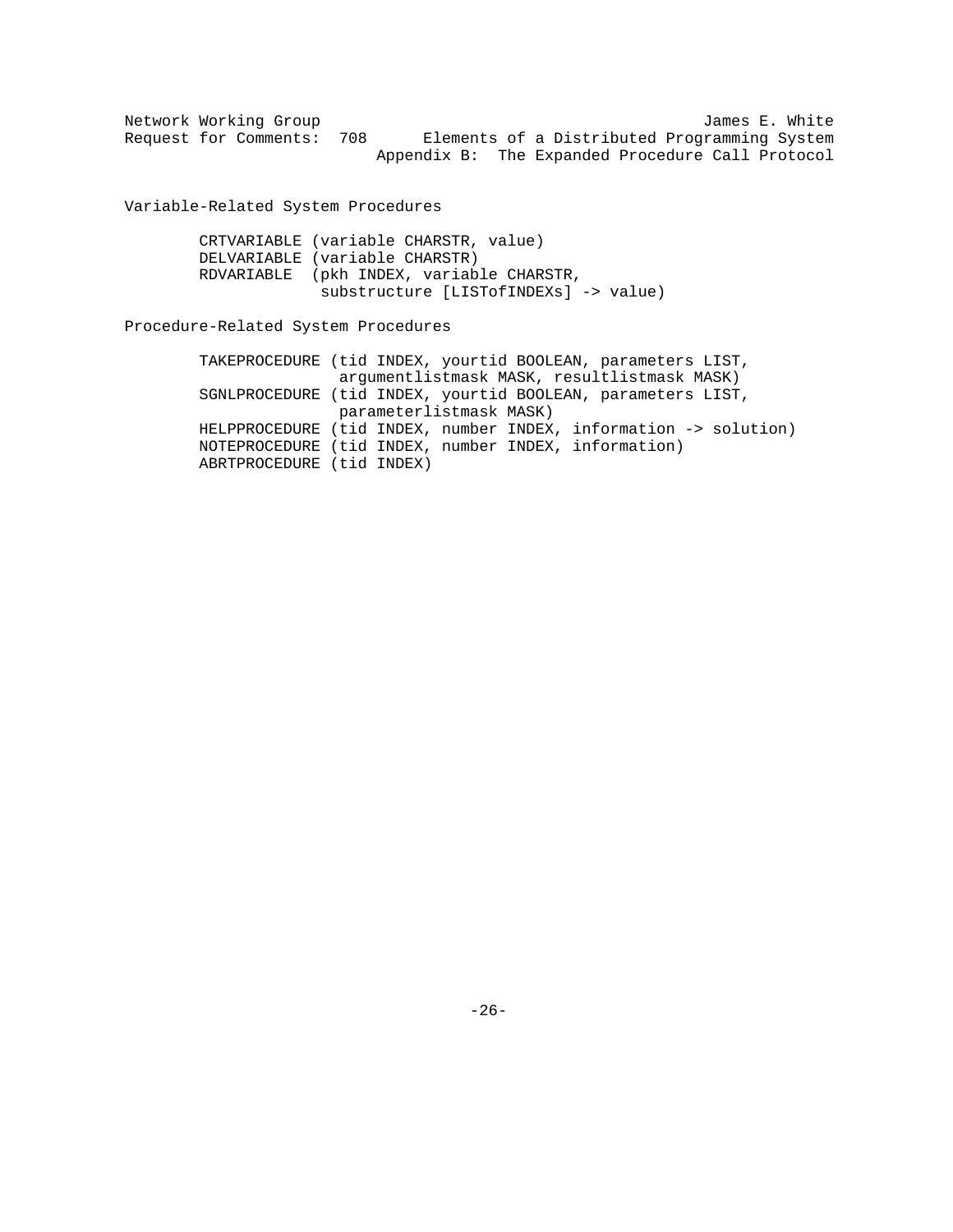Variable-Related System Procedures

```
CRTVARIABLE (variable CHARSTR, value)
DELVARIABLE (variable CHARSTR)
RDVARIABLE  (pkh INDEX, variable CHARSTR,
             substructure [LISTofINDEXs] -> value)
```

Procedure-Related System Procedures

```
TAKEPROCEDURE (tid INDEX, yourtid BOOLEAN, parameters LIST,
               argumentlistmask MASK, resultlistmask MASK)
SGNLPROCEDURE (tid INDEX, yourtid BOOLEAN, parameters LIST,
               parameterlistmask MASK)
HELPPROCEDURE (tid INDEX, number INDEX, information -> solution)
NOTEPROCEDURE (tid INDEX, number INDEX, information)
ABRTPROCEDURE (tid INDEX)
```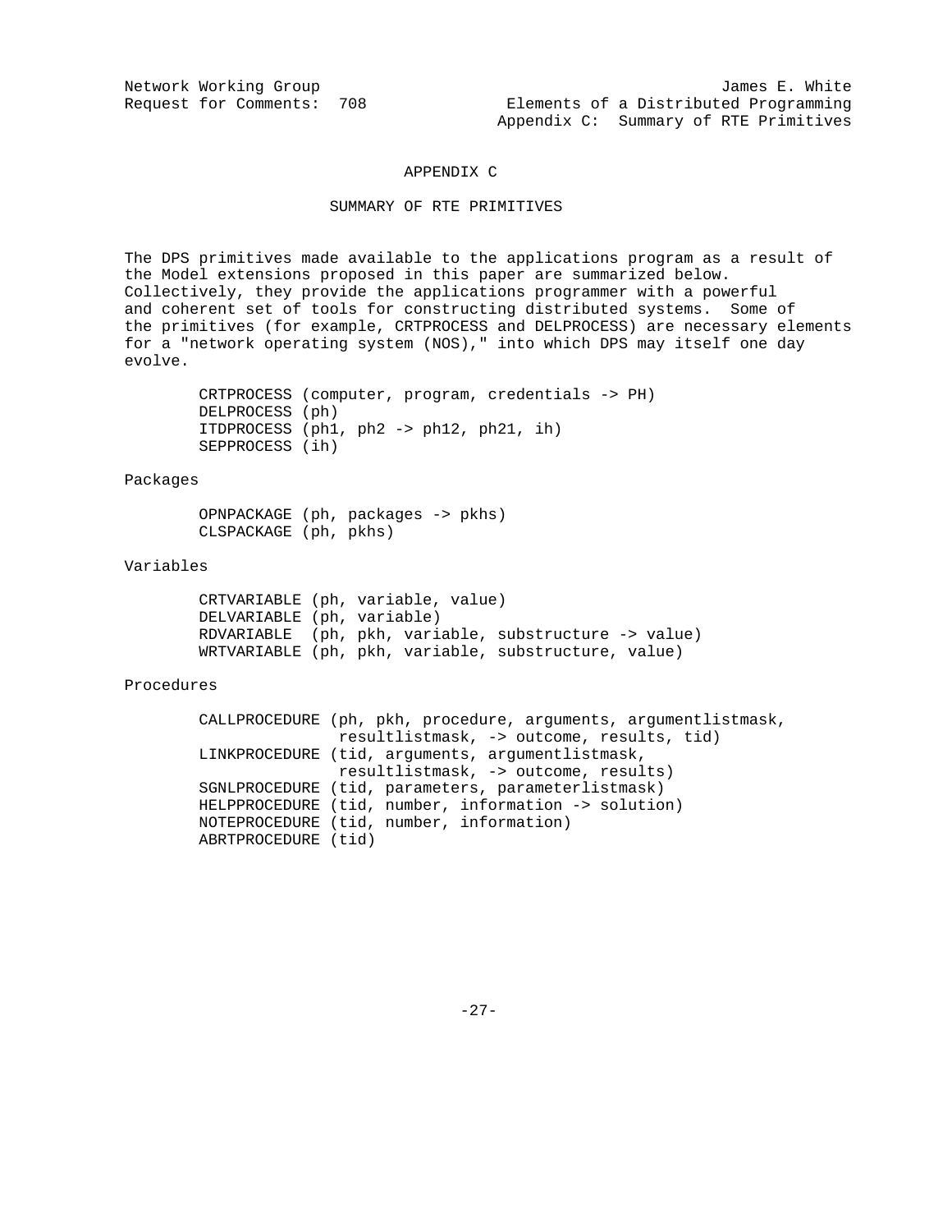# APPENDIX C

## SUMMARY OF RTE PRIMITIVES

The DPS primitives made available to the applications program as a result of the Model extensions proposed in this paper are summarized below. Collectively, they provide the applications programmer with a powerful and coherent set of tools for constructing distributed systems. Some of the primitives (for example, CRTPROCESS and DELPROCESS) are necessary elements for a "network operating system (NOS)," into which DPS may itself one day evolve.

```
CRTPROCESS (computer, program, credentials -> PH)
DELPROCESS (ph)
ITDPROCESS (ph1, ph2 -> ph12, ph21, ih)
SEPPROCESS (ih)
```

Packages

```
OPNPACKAGE (ph, packages -> pkhs)
CLSPACKAGE (ph, pkhs)
```

Variables

```
CRTVARIABLE (ph, variable, value)
DELVARIABLE (ph, variable)
RDVARIABLE  (ph, pkh, variable, substructure -> value)
WRTVARIABLE (ph, pkh, variable, substructure, value)
```

Procedures

```
CALLPROCEDURE (ph, pkh, procedure, arguments, argumentlistmask,
               resultlistmask, -> outcome, results, tid)
LINKPROCEDURE (tid, arguments, argumentlistmask,
               resultlistmask, -> outcome, results)
SGNLPROCEDURE (tid, parameters, parameterlistmask)
HELPPROCEDURE (tid, number, information -> solution)
NOTEPROCEDURE (tid, number, information)
ABRTPROCEDURE (tid)
```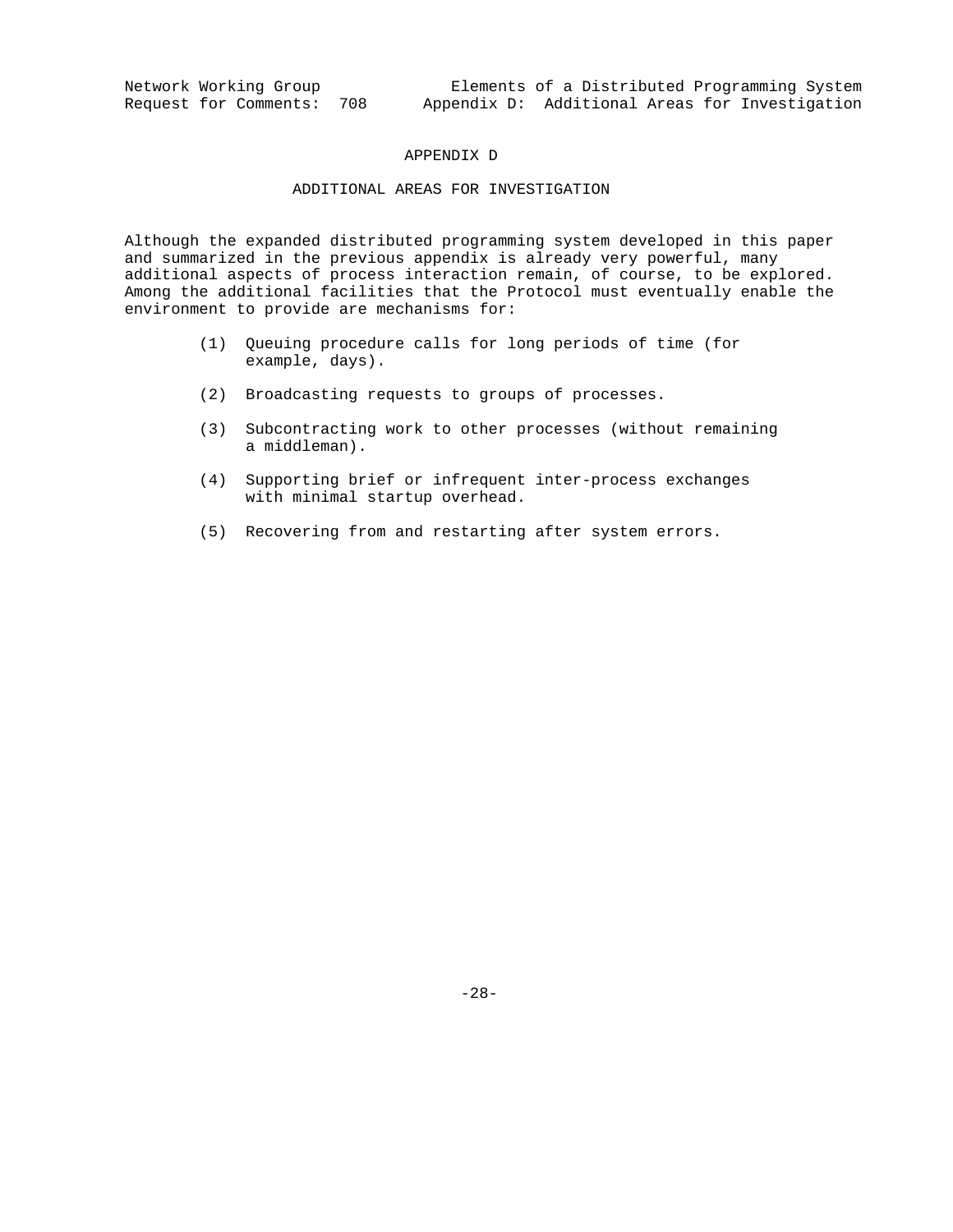# APPENDIX D

## ADDITIONAL AREAS FOR INVESTIGATION

Although the expanded distributed programming system developed in this paper and summarized in the previous appendix is already very powerful, many additional aspects of process interaction remain, of course, to be explored. Among the additional facilities that the Protocol must eventually enable the environment to provide are mechanisms for:

(1) Queuing procedure calls for long periods of time (for example, days).

(2) Broadcasting requests to groups of processes.

(3) Subcontracting work to other processes (without remaining a middleman).

(4) Supporting brief or infrequent inter-process exchanges with minimal startup overhead.

(5) Recovering from and restarting after system errors.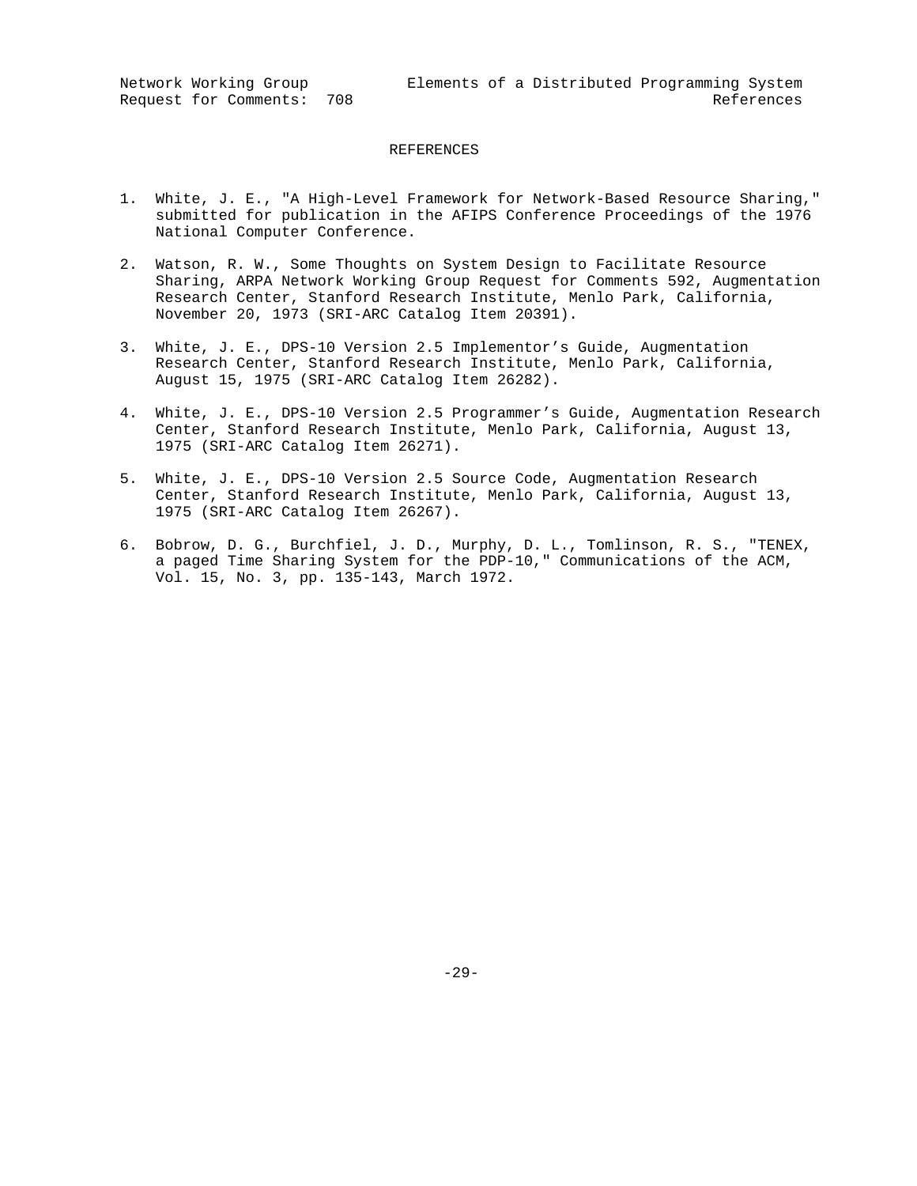# REFERENCES

1. White, J. E., "A High-Level Framework for Network-Based Resource Sharing," submitted for publication in the AFIPS Conference Proceedings of the 1976 National Computer Conference.

2. Watson, R. W., Some Thoughts on System Design to Facilitate Resource Sharing, ARPA Network Working Group Request for Comments 592, Augmentation Research Center, Stanford Research Institute, Menlo Park, California, November 20, 1973 (SRI-ARC Catalog Item 20391).

3. White, J. E., DPS-10 Version 2.5 Implementor's Guide, Augmentation Research Center, Stanford Research Institute, Menlo Park, California, August 15, 1975 (SRI-ARC Catalog Item 26282).

4. White, J. E., DPS-10 Version 2.5 Programmer's Guide, Augmentation Research Center, Stanford Research Institute, Menlo Park, California, August 13, 1975 (SRI-ARC Catalog Item 26271).

5. White, J. E., DPS-10 Version 2.5 Source Code, Augmentation Research Center, Stanford Research Institute, Menlo Park, California, August 13, 1975 (SRI-ARC Catalog Item 26267).

6. Bobrow, D. G., Burchfiel, J. D., Murphy, D. L., Tomlinson, R. S., "TENEX, a paged Time Sharing System for the PDP-10," Communications of the ACM, Vol. 15, No. 3, pp. 135-143, March 1972.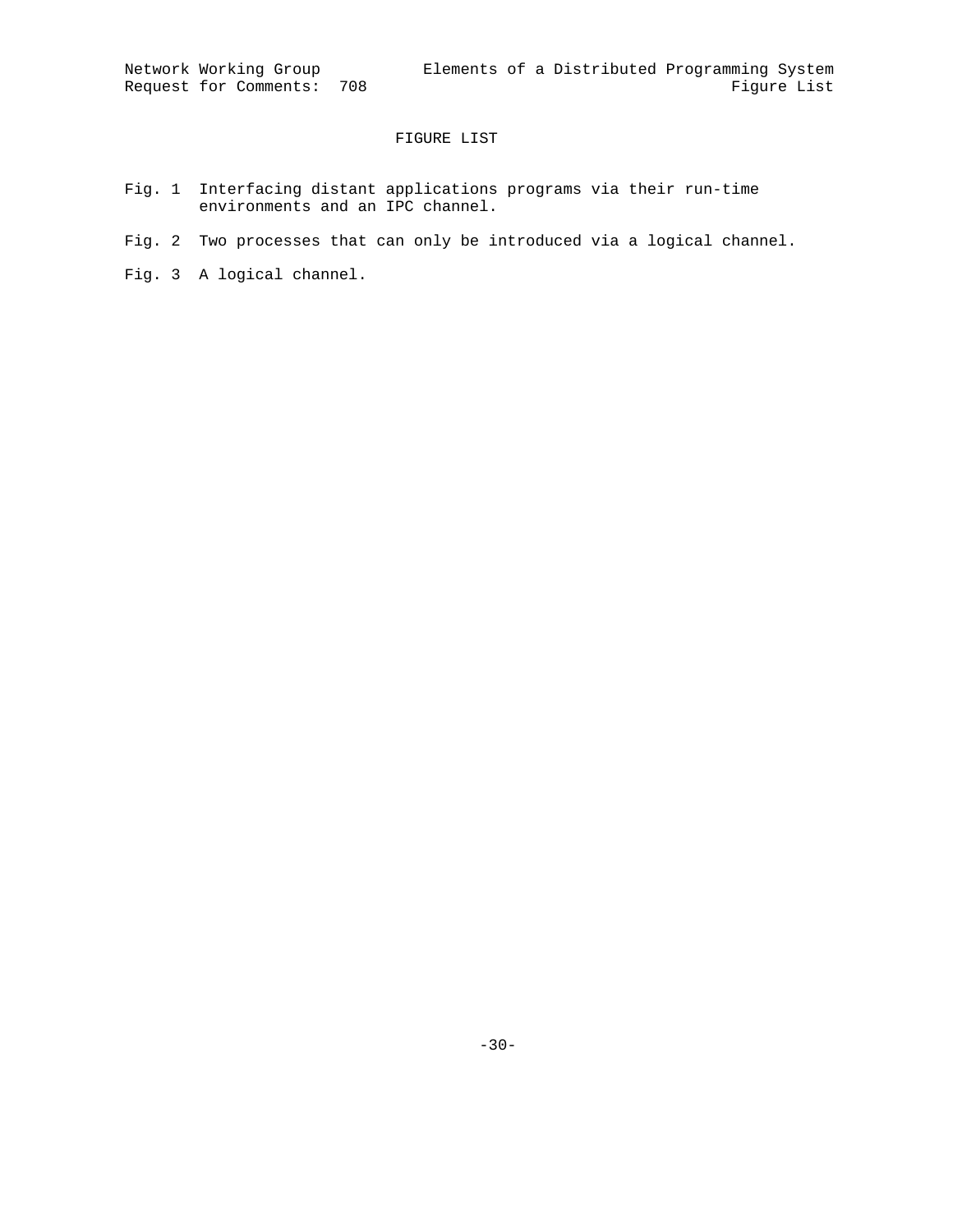# FIGURE LIST

Fig. 1 Interfacing distant applications programs via their run-time environments and an IPC channel.

Fig. 2 Two processes that can only be introduced via a logical channel.

Fig. 3 A logical channel.